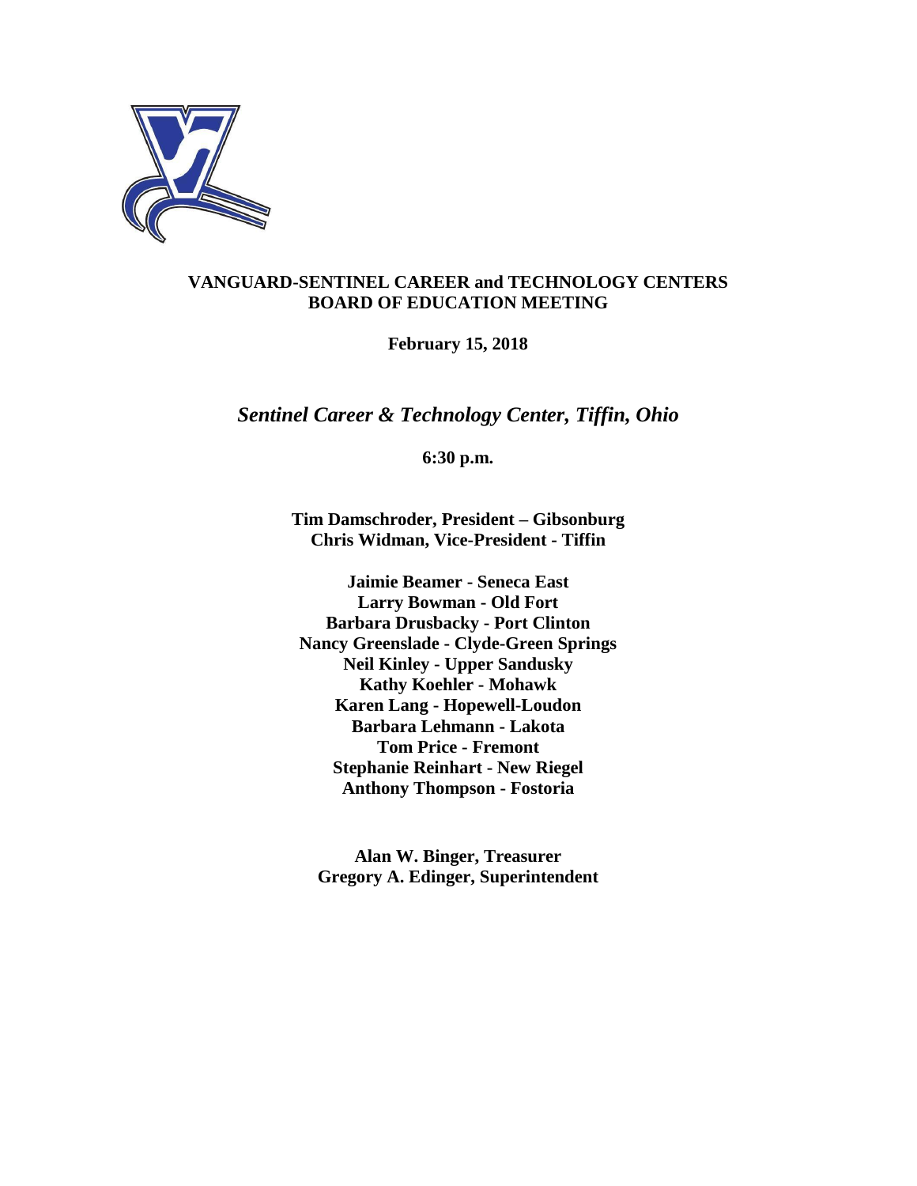# VANGUARD-SENTINEL CAREER and TECHNOLOGY CENTERS
# BOARD OF EDUCATION MEETING

**February 15, 2018**

***Sentinel Career & Technology Center, Tiffin, Ohio***

**6:30 p.m.**

**Tim Damschroder, President – Gibsonburg**
**Chris Widman, Vice-President - Tiffin**

**Jaimie Beamer - Seneca East**
**Larry Bowman - Old Fort**
**Barbara Drusbacky - Port Clinton**
**Nancy Greenslade - Clyde-Green Springs**
**Neil Kinley - Upper Sandusky**
**Kathy Koehler - Mohawk**
**Karen Lang - Hopewell-Loudon**
**Barbara Lehmann - Lakota**
**Tom Price - Fremont**
**Stephanie Reinhart - New Riegel**
**Anthony Thompson - Fostoria**

**Alan W. Binger, Treasurer**
**Gregory A. Edinger, Superintendent**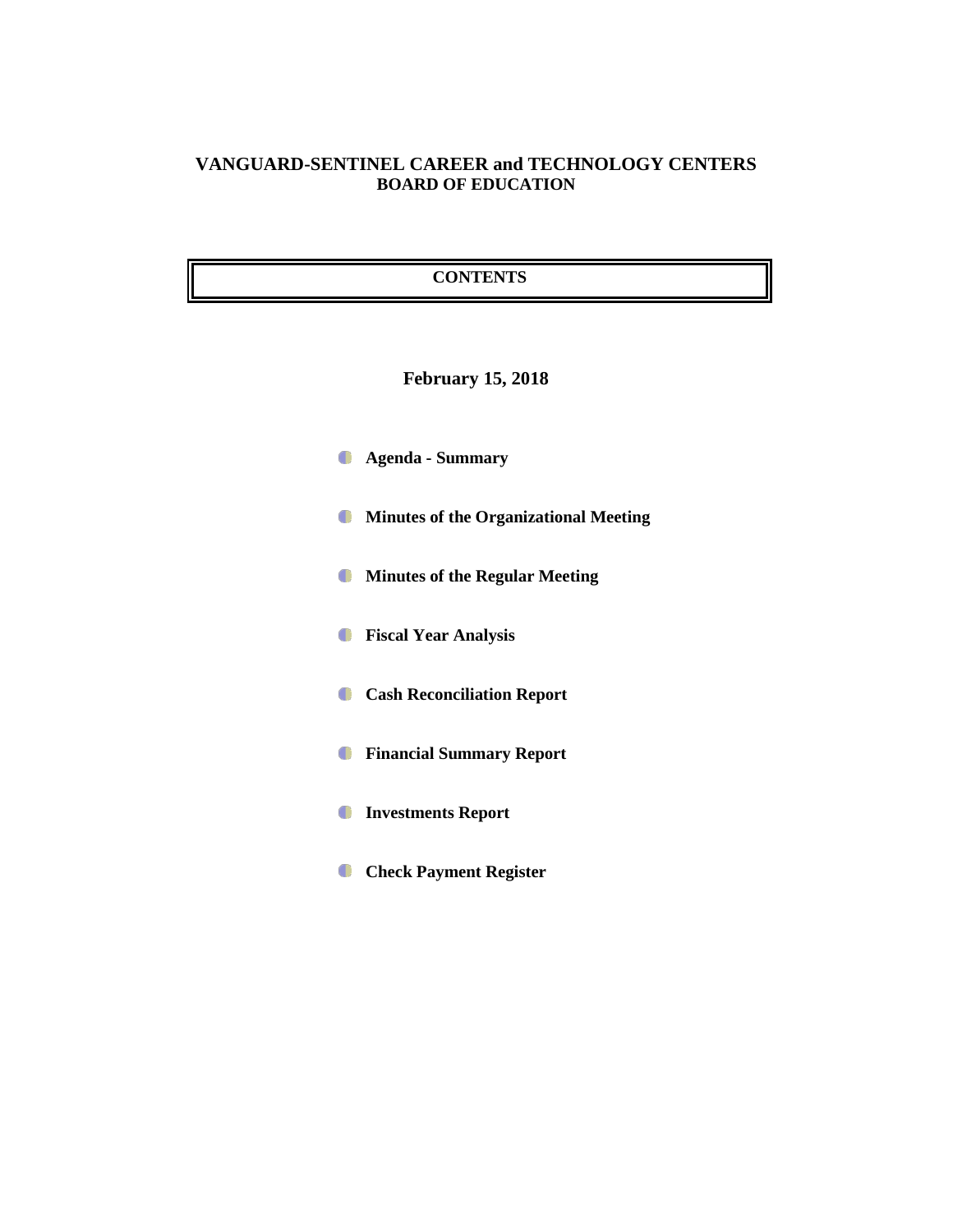# VANGUARD-SENTINEL CAREER and TECHNOLOGY CENTERS
## BOARD OF EDUCATION

**CONTENTS**

**February 15, 2018**

- **Agenda - Summary**
- **Minutes of the Organizational Meeting**
- **Minutes of the Regular Meeting**
- **Fiscal Year Analysis**
- **Cash Reconciliation Report**
- **Financial Summary Report**
- **Investments Report**
- **Check Payment Register**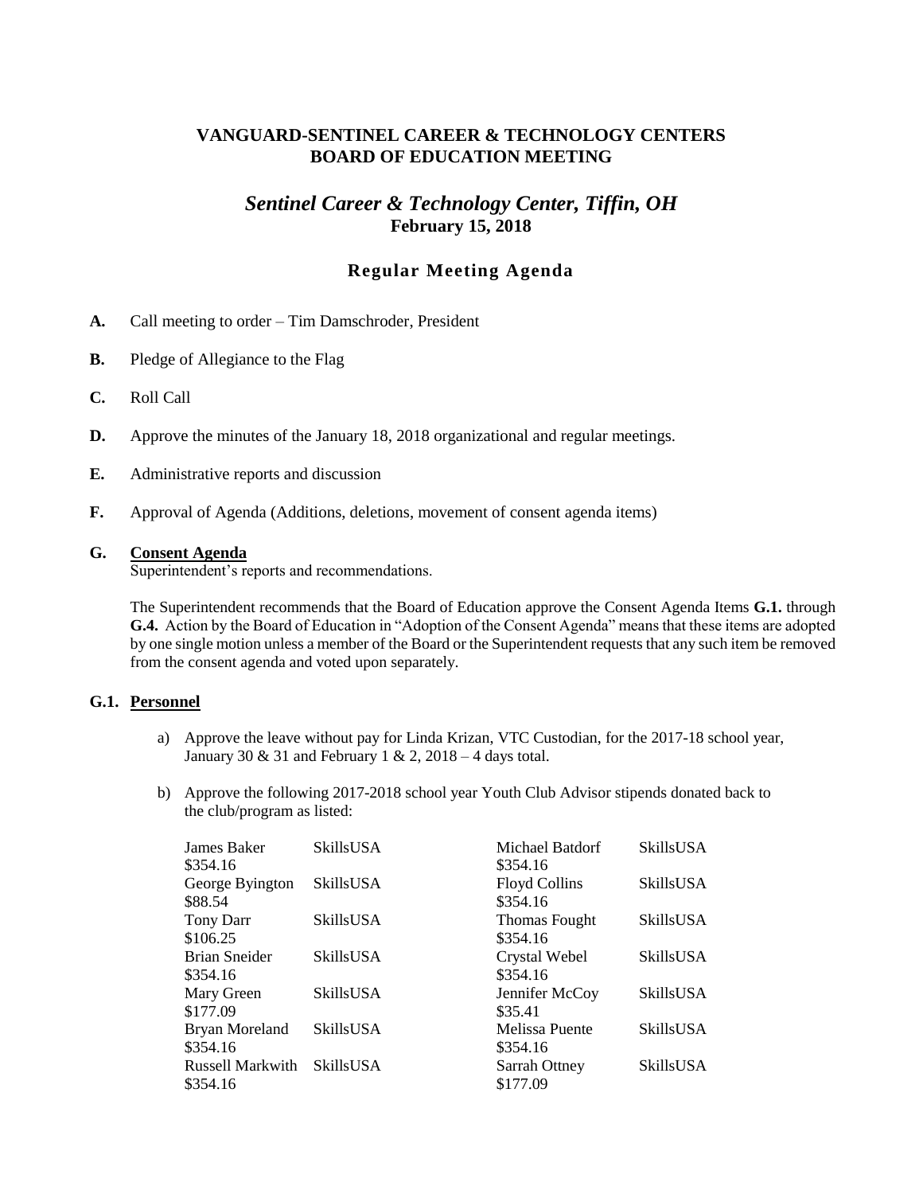# VANGUARD-SENTINEL CAREER & TECHNOLOGY CENTERS
# BOARD OF EDUCATION MEETING

## *Sentinel Career & Technology Center, Tiffin, OH*
**February 15, 2018**

## Regular Meeting Agenda

**A.** Call meeting to order – Tim Damschroder, President

**B.** Pledge of Allegiance to the Flag

**C.** Roll Call

**D.** Approve the minutes of the January 18, 2018 organizational and regular meetings.

**E.** Administrative reports and discussion

**F.** Approval of Agenda (Additions, deletions, movement of consent agenda items)

**G.** **Consent Agenda**

Superintendent's reports and recommendations.

The Superintendent recommends that the Board of Education approve the Consent Agenda Items **G.1.** through **G.4.** Action by the Board of Education in "Adoption of the Consent Agenda" means that these items are adopted by one single motion unless a member of the Board or the Superintendent requests that any such item be removed from the consent agenda and voted upon separately.

**G.1. Personnel**

a) Approve the leave without pay for Linda Krizan, VTC Custodian, for the 2017-18 school year, January 30 & 31 and February 1 & 2, 2018 – 4 days total.

b) Approve the following 2017-2018 school year Youth Club Advisor stipends donated back to the club/program as listed:

| Name | Club | Amount | Name | Club | Amount |
|---|---|---|---|---|---|
| James Baker | SkillsUSA | $354.16 | Michael Batdorf | SkillsUSA | $354.16 |
| George Byington | SkillsUSA | $88.54 | Floyd Collins | SkillsUSA | $354.16 |
| Tony Darr | SkillsUSA | $106.25 | Thomas Fought | SkillsUSA | $354.16 |
| Brian Sneider | SkillsUSA | $354.16 | Crystal Webel | SkillsUSA | $354.16 |
| Mary Green | SkillsUSA | $177.09 | Jennifer McCoy | SkillsUSA | $35.41 |
| Bryan Moreland | SkillsUSA | $354.16 | Melissa Puente | SkillsUSA | $354.16 |
| Russell Markwith | SkillsUSA | $354.16 | Sarrah Ottney | SkillsUSA | $177.09 |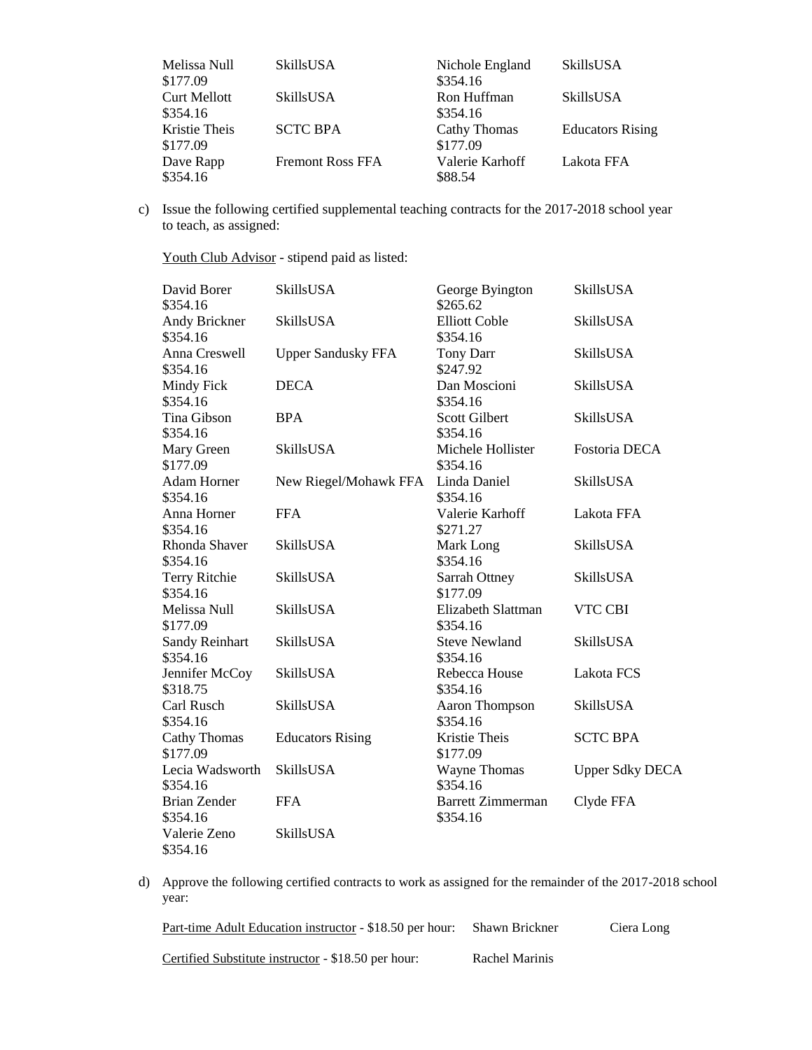| | | | |
|---|---|---|---|
| Melissa Null $177.09 | SkillsUSA | Nichole England $354.16 | SkillsUSA |
| Curt Mellott $354.16 | SkillsUSA | Ron Huffman $354.16 | SkillsUSA |
| Kristie Theis $177.09 | SCTC BPA | Cathy Thomas $177.09 | Educators Rising |
| Dave Rapp $354.16 | Fremont Ross FFA | Valerie Karhoff $88.54 | Lakota FFA |

c) Issue the following certified supplemental teaching contracts for the 2017-2018 school year to teach, as assigned:

Youth Club Advisor - stipend paid as listed:

| | | | |
|---|---|---|---|
| David Borer $354.16 | SkillsUSA | George Byington $265.62 | SkillsUSA |
| Andy Brickner $354.16 | SkillsUSA | Elliott Coble $354.16 | SkillsUSA |
| Anna Creswell $354.16 | Upper Sandusky FFA | Tony Darr $247.92 | SkillsUSA |
| Mindy Fick $354.16 | DECA | Dan Moscioni $354.16 | SkillsUSA |
| Tina Gibson $354.16 | BPA | Scott Gilbert $354.16 | SkillsUSA |
| Mary Green $177.09 | SkillsUSA | Michele Hollister $354.16 | Fostoria DECA |
| Adam Horner $354.16 | New Riegel/Mohawk FFA | Linda Daniel $354.16 | SkillsUSA |
| Anna Horner $354.16 | FFA | Valerie Karhoff $271.27 | Lakota FFA |
| Rhonda Shaver $354.16 | SkillsUSA | Mark Long $354.16 | SkillsUSA |
| Terry Ritchie $354.16 | SkillsUSA | Sarrah Ottney $177.09 | SkillsUSA |
| Melissa Null $177.09 | SkillsUSA | Elizabeth Slattman $354.16 | VTC CBI |
| Sandy Reinhart $354.16 | SkillsUSA | Steve Newland $354.16 | SkillsUSA |
| Jennifer McCoy $318.75 | SkillsUSA | Rebecca House $354.16 | Lakota FCS |
| Carl Rusch $354.16 | SkillsUSA | Aaron Thompson $354.16 | SkillsUSA |
| Cathy Thomas $177.09 | Educators Rising | Kristie Theis $177.09 | SCTC BPA |
| Lecia Wadsworth $354.16 | SkillsUSA | Wayne Thomas $354.16 | Upper Sdky DECA |
| Brian Zender $354.16 | FFA | Barrett Zimmerman $354.16 | Clyde FFA |
| Valerie Zeno $354.16 | SkillsUSA | | |

d) Approve the following certified contracts to work as assigned for the remainder of the 2017-2018 school year:

Part-time Adult Education instructor - $18.50 per hour: Shawn Brickner Ciera Long

Certified Substitute instructor - $18.50 per hour: Rachel Marinis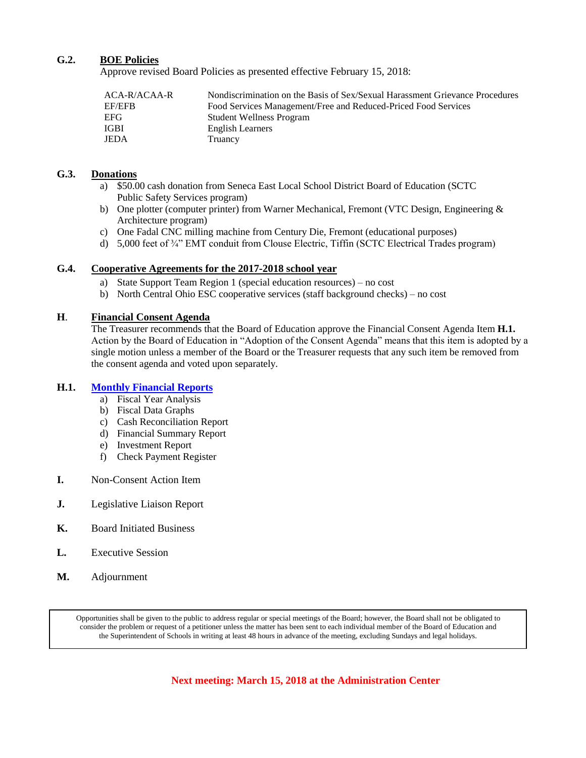**G.2.** **<u>BOE Policies</u>**

Approve revised Board Policies as presented effective February 15, 2018:

| | |
|---|---|
| ACA-R/ACAA-R | Nondiscrimination on the Basis of Sex/Sexual Harassment Grievance Procedures |
| EF/EFB | Food Services Management/Free and Reduced-Priced Food Services |
| EFG | Student Wellness Program |
| IGBI | English Learners |
| JEDA | Truancy |

**G.3.** **<u>Donations</u>**

a) $50.00 cash donation from Seneca East Local School District Board of Education (SCTC Public Safety Services program)
b) One plotter (computer printer) from Warner Mechanical, Fremont (VTC Design, Engineering & Architecture program)
c) One Fadal CNC milling machine from Century Die, Fremont (educational purposes)
d) 5,000 feet of ¾" EMT conduit from Clouse Electric, Tiffin (SCTC Electrical Trades program)

**G.4.** **<u>Cooperative Agreements for the 2017-2018 school year</u>**

a) State Support Team Region 1 (special education resources) – no cost
b) North Central Ohio ESC cooperative services (staff background checks) – no cost

**H.** **<u>Financial Consent Agenda</u>**

The Treasurer recommends that the Board of Education approve the Financial Consent Agenda Item **H.1.** Action by the Board of Education in "Adoption of the Consent Agenda" means that this item is adopted by a single motion unless a member of the Board or the Treasurer requests that any such item be removed from the consent agenda and voted upon separately.

**H.1.** **<u>Monthly Financial Reports</u>**

a) Fiscal Year Analysis
b) Fiscal Data Graphs
c) Cash Reconciliation Report
d) Financial Summary Report
e) Investment Report
f) Check Payment Register

**I.** Non-Consent Action Item

**J.** Legislative Liaison Report

**K.** Board Initiated Business

**L.** Executive Session

**M.** Adjournment

Opportunities shall be given to the public to address regular or special meetings of the Board; however, the Board shall not be obligated to consider the problem or request of a petitioner unless the matter has been sent to each individual member of the Board of Education and the Superintendent of Schools in writing at least 48 hours in advance of the meeting, excluding Sundays and legal holidays.

**Next meeting: March 15, 2018 at the Administration Center**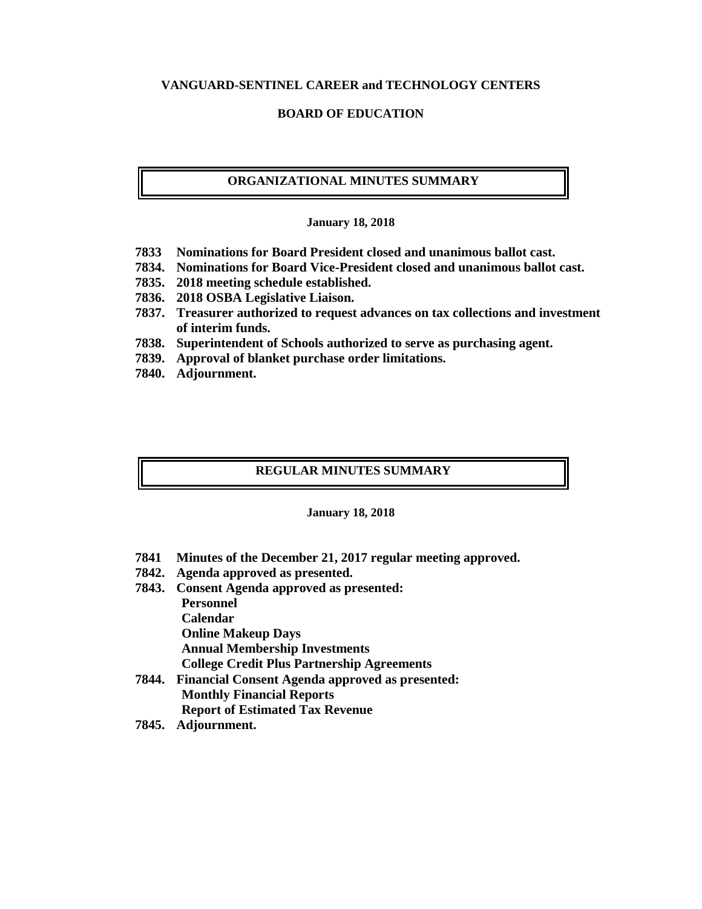**VANGUARD-SENTINEL CAREER and TECHNOLOGY CENTERS**

**BOARD OF EDUCATION**

## ORGANIZATIONAL MINUTES SUMMARY

**January 18, 2018**

**7833 Nominations for Board President closed and unanimous ballot cast.**
**7834. Nominations for Board Vice-President closed and unanimous ballot cast.**
**7835. 2018 meeting schedule established.**
**7836. 2018 OSBA Legislative Liaison.**
**7837. Treasurer authorized to request advances on tax collections and investment of interim funds.**
**7838. Superintendent of Schools authorized to serve as purchasing agent.**
**7839. Approval of blanket purchase order limitations.**
**7840. Adjournment.**

## REGULAR MINUTES SUMMARY

**January 18, 2018**

**7841 Minutes of the December 21, 2017 regular meeting approved.**
**7842. Agenda approved as presented.**
**7843. Consent Agenda approved as presented:**
**Personnel**
**Calendar**
**Online Makeup Days**
**Annual Membership Investments**
**College Credit Plus Partnership Agreements**
**7844. Financial Consent Agenda approved as presented:**
**Monthly Financial Reports**
**Report of Estimated Tax Revenue**
**7845. Adjournment.**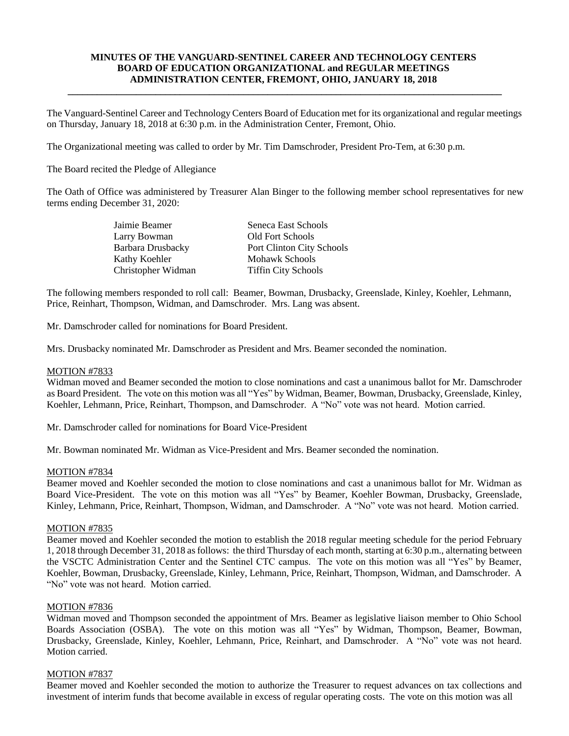**MINUTES OF THE VANGUARD-SENTINEL CAREER AND TECHNOLOGY CENTERS BOARD OF EDUCATION ORGANIZATIONAL and REGULAR MEETINGS ADMINISTRATION CENTER, FREMONT, OHIO, JANUARY 18, 2018**

---

The Vanguard-Sentinel Career and Technology Centers Board of Education met for its organizational and regular meetings on Thursday, January 18, 2018 at 6:30 p.m. in the Administration Center, Fremont, Ohio.

The Organizational meeting was called to order by Mr. Tim Damschroder, President Pro-Tem, at 6:30 p.m.

The Board recited the Pledge of Allegiance

The Oath of Office was administered by Treasurer Alan Binger to the following member school representatives for new terms ending December 31, 2020:

| | |
|---|---|
| Jaimie Beamer | Seneca East Schools |
| Larry Bowman | Old Fort Schools |
| Barbara Drusbacky | Port Clinton City Schools |
| Kathy Koehler | Mohawk Schools |
| Christopher Widman | Tiffin City Schools |

The following members responded to roll call: Beamer, Bowman, Drusbacky, Greenslade, Kinley, Koehler, Lehmann, Price, Reinhart, Thompson, Widman, and Damschroder. Mrs. Lang was absent.

Mr. Damschroder called for nominations for Board President.

Mrs. Drusbacky nominated Mr. Damschroder as President and Mrs. Beamer seconded the nomination.

MOTION #7833
Widman moved and Beamer seconded the motion to close nominations and cast a unanimous ballot for Mr. Damschroder as Board President. The vote on this motion was all "Yes" by Widman, Beamer, Bowman, Drusbacky, Greenslade, Kinley, Koehler, Lehmann, Price, Reinhart, Thompson, and Damschroder. A "No" vote was not heard. Motion carried.

Mr. Damschroder called for nominations for Board Vice-President

Mr. Bowman nominated Mr. Widman as Vice-President and Mrs. Beamer seconded the nomination.

MOTION #7834
Beamer moved and Koehler seconded the motion to close nominations and cast a unanimous ballot for Mr. Widman as Board Vice-President. The vote on this motion was all "Yes" by Beamer, Koehler Bowman, Drusbacky, Greenslade, Kinley, Lehmann, Price, Reinhart, Thompson, Widman, and Damschroder. A "No" vote was not heard. Motion carried.

MOTION #7835
Beamer moved and Koehler seconded the motion to establish the 2018 regular meeting schedule for the period February 1, 2018 through December 31, 2018 as follows: the third Thursday of each month, starting at 6:30 p.m., alternating between the VSCTC Administration Center and the Sentinel CTC campus. The vote on this motion was all "Yes" by Beamer, Koehler, Bowman, Drusbacky, Greenslade, Kinley, Lehmann, Price, Reinhart, Thompson, Widman, and Damschroder. A "No" vote was not heard. Motion carried.

MOTION #7836
Widman moved and Thompson seconded the appointment of Mrs. Beamer as legislative liaison member to Ohio School Boards Association (OSBA). The vote on this motion was all "Yes" by Widman, Thompson, Beamer, Bowman, Drusbacky, Greenslade, Kinley, Koehler, Lehmann, Price, Reinhart, and Damschroder. A "No" vote was not heard. Motion carried.

MOTION #7837
Beamer moved and Koehler seconded the motion to authorize the Treasurer to request advances on tax collections and investment of interim funds that become available in excess of regular operating costs. The vote on this motion was all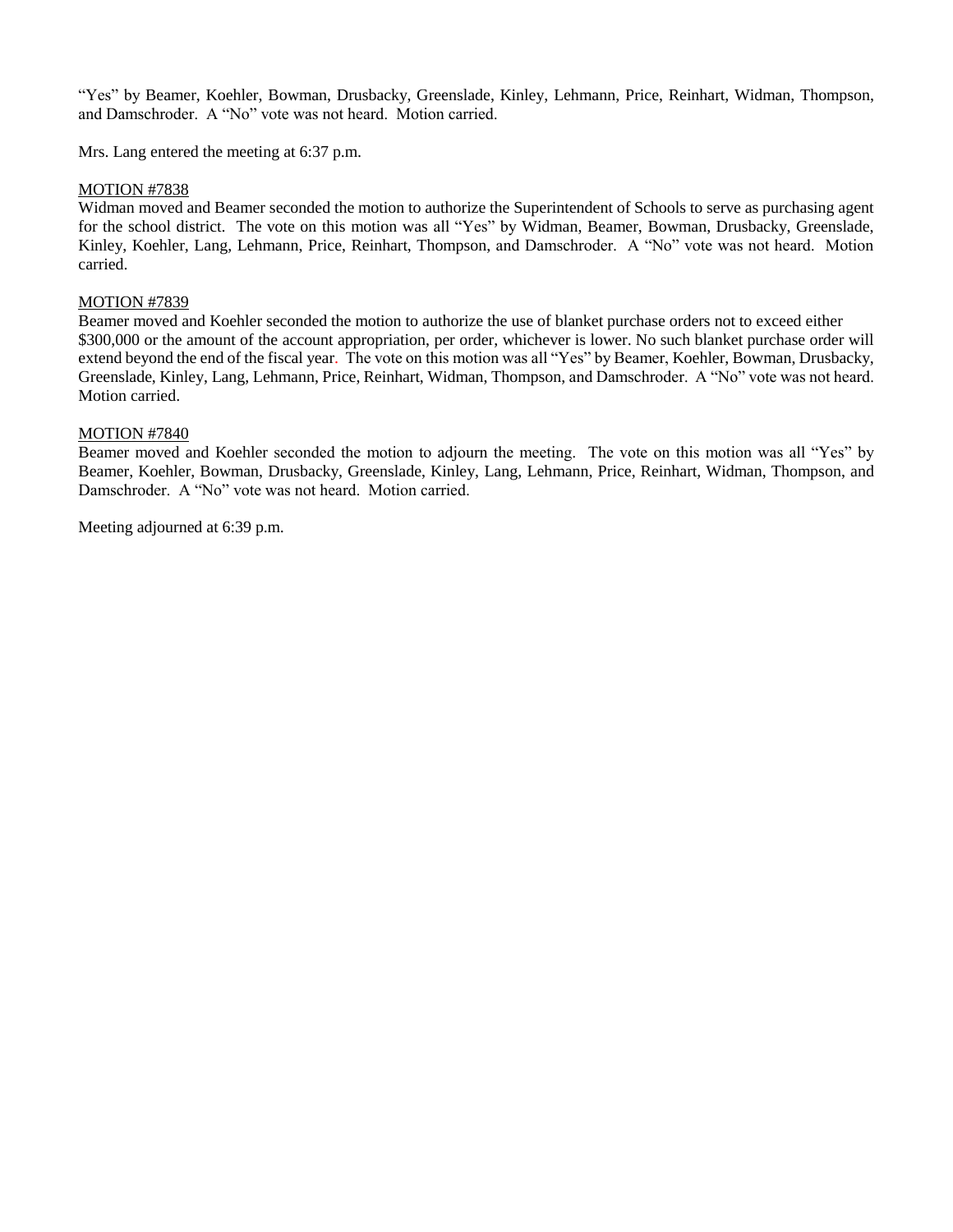"Yes" by Beamer, Koehler, Bowman, Drusbacky, Greenslade, Kinley, Lehmann, Price, Reinhart, Widman, Thompson, and Damschroder. A "No" vote was not heard. Motion carried.

Mrs. Lang entered the meeting at 6:37 p.m.

<u>MOTION #7838</u>
Widman moved and Beamer seconded the motion to authorize the Superintendent of Schools to serve as purchasing agent for the school district. The vote on this motion was all "Yes" by Widman, Beamer, Bowman, Drusbacky, Greenslade, Kinley, Koehler, Lang, Lehmann, Price, Reinhart, Thompson, and Damschroder. A "No" vote was not heard. Motion carried.

<u>MOTION #7839</u>
Beamer moved and Koehler seconded the motion to authorize the use of blanket purchase orders not to exceed either $300,000 or the amount of the account appropriation, per order, whichever is lower. No such blanket purchase order will extend beyond the end of the fiscal year. The vote on this motion was all "Yes" by Beamer, Koehler, Bowman, Drusbacky, Greenslade, Kinley, Lang, Lehmann, Price, Reinhart, Widman, Thompson, and Damschroder. A "No" vote was not heard. Motion carried.

<u>MOTION #7840</u>
Beamer moved and Koehler seconded the motion to adjourn the meeting. The vote on this motion was all "Yes" by Beamer, Koehler, Bowman, Drusbacky, Greenslade, Kinley, Lang, Lehmann, Price, Reinhart, Widman, Thompson, and Damschroder. A "No" vote was not heard. Motion carried.

Meeting adjourned at 6:39 p.m.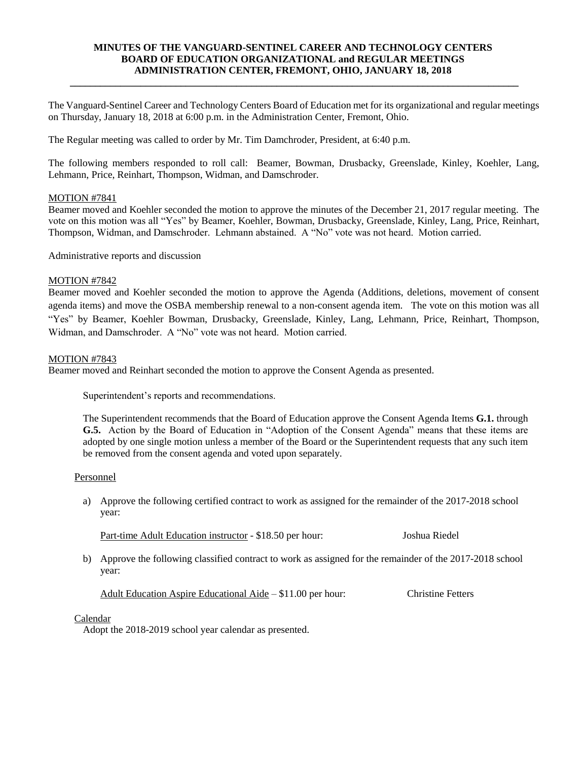**MINUTES OF THE VANGUARD-SENTINEL CAREER AND TECHNOLOGY CENTERS BOARD OF EDUCATION ORGANIZATIONAL and REGULAR MEETINGS ADMINISTRATION CENTER, FREMONT, OHIO, JANUARY 18, 2018**

---

The Vanguard-Sentinel Career and Technology Centers Board of Education met for its organizational and regular meetings on Thursday, January 18, 2018 at 6:00 p.m. in the Administration Center, Fremont, Ohio.

The Regular meeting was called to order by Mr. Tim Damchroder, President, at 6:40 p.m.

The following members responded to roll call: Beamer, Bowman, Drusbacky, Greenslade, Kinley, Koehler, Lang, Lehmann, Price, Reinhart, Thompson, Widman, and Damschroder.

MOTION #7841
Beamer moved and Koehler seconded the motion to approve the minutes of the December 21, 2017 regular meeting. The vote on this motion was all "Yes" by Beamer, Koehler, Bowman, Drusbacky, Greenslade, Kinley, Lang, Price, Reinhart, Thompson, Widman, and Damschroder. Lehmann abstained. A "No" vote was not heard. Motion carried.

Administrative reports and discussion

MOTION #7842
Beamer moved and Koehler seconded the motion to approve the Agenda (Additions, deletions, movement of consent agenda items) and move the OSBA membership renewal to a non-consent agenda item. The vote on this motion was all "Yes" by Beamer, Koehler Bowman, Drusbacky, Greenslade, Kinley, Lang, Lehmann, Price, Reinhart, Thompson, Widman, and Damschroder. A "No" vote was not heard. Motion carried.

MOTION #7843
Beamer moved and Reinhart seconded the motion to approve the Consent Agenda as presented.

Superintendent's reports and recommendations.

The Superintendent recommends that the Board of Education approve the Consent Agenda Items **G.1.** through **G.5.** Action by the Board of Education in "Adoption of the Consent Agenda" means that these items are adopted by one single motion unless a member of the Board or the Superintendent requests that any such item be removed from the consent agenda and voted upon separately.

Personnel

a) Approve the following certified contract to work as assigned for the remainder of the 2017-2018 school year:

Part-time Adult Education instructor - $18.50 per hour: Joshua Riedel

b) Approve the following classified contract to work as assigned for the remainder of the 2017-2018 school year:

Adult Education Aspire Educational Aide – $11.00 per hour: Christine Fetters

Calendar
Adopt the 2018-2019 school year calendar as presented.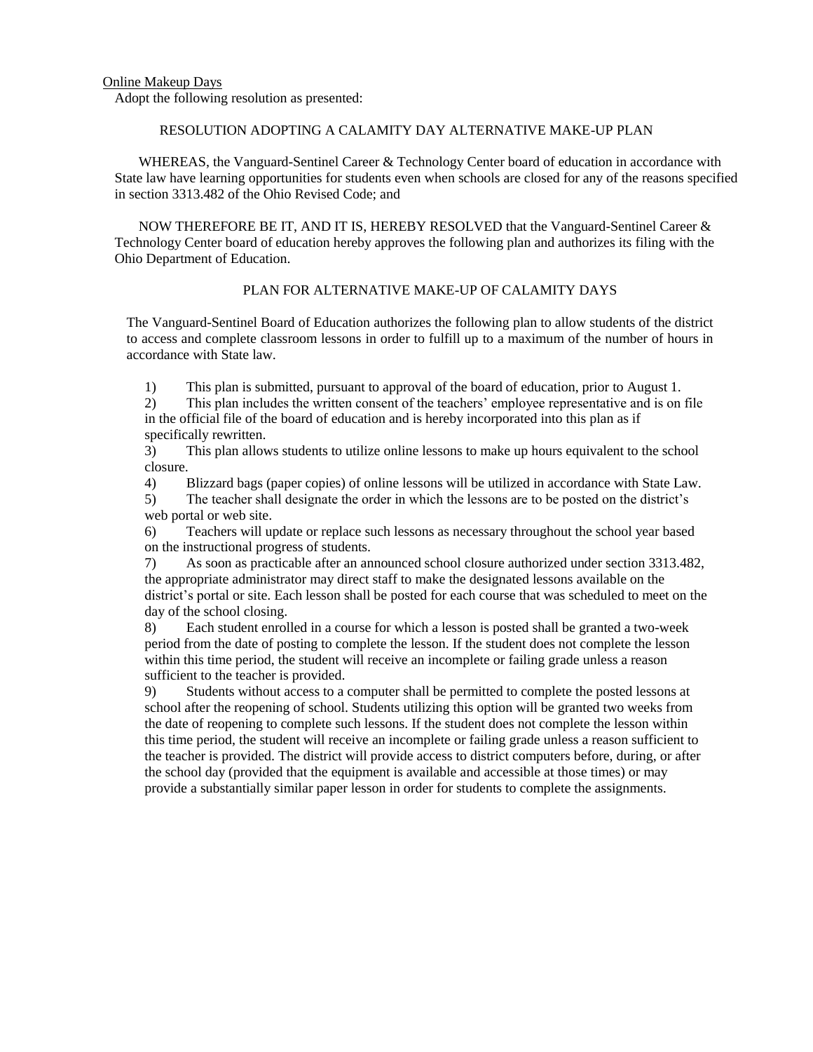Online Makeup Days

Adopt the following resolution as presented:

RESOLUTION ADOPTING A CALAMITY DAY ALTERNATIVE MAKE-UP PLAN

WHEREAS, the Vanguard-Sentinel Career & Technology Center board of education in accordance with State law have learning opportunities for students even when schools are closed for any of the reasons specified in section 3313.482 of the Ohio Revised Code; and

NOW THEREFORE BE IT, AND IT IS, HEREBY RESOLVED that the Vanguard-Sentinel Career & Technology Center board of education hereby approves the following plan and authorizes its filing with the Ohio Department of Education.

PLAN FOR ALTERNATIVE MAKE-UP OF CALAMITY DAYS

The Vanguard-Sentinel Board of Education authorizes the following plan to allow students of the district to access and complete classroom lessons in order to fulfill up to a maximum of the number of hours in accordance with State law.

1) This plan is submitted, pursuant to approval of the board of education, prior to August 1.
2) This plan includes the written consent of the teachers' employee representative and is on file in the official file of the board of education and is hereby incorporated into this plan as if specifically rewritten.
3) This plan allows students to utilize online lessons to make up hours equivalent to the school closure.
4) Blizzard bags (paper copies) of online lessons will be utilized in accordance with State Law.
5) The teacher shall designate the order in which the lessons are to be posted on the district's web portal or web site.
6) Teachers will update or replace such lessons as necessary throughout the school year based on the instructional progress of students.
7) As soon as practicable after an announced school closure authorized under section 3313.482, the appropriate administrator may direct staff to make the designated lessons available on the district's portal or site. Each lesson shall be posted for each course that was scheduled to meet on the day of the school closing.
8) Each student enrolled in a course for which a lesson is posted shall be granted a two-week period from the date of posting to complete the lesson. If the student does not complete the lesson within this time period, the student will receive an incomplete or failing grade unless a reason sufficient to the teacher is provided.
9) Students without access to a computer shall be permitted to complete the posted lessons at school after the reopening of school. Students utilizing this option will be granted two weeks from the date of reopening to complete such lessons. If the student does not complete the lesson within this time period, the student will receive an incomplete or failing grade unless a reason sufficient to the teacher is provided. The district will provide access to district computers before, during, or after the school day (provided that the equipment is available and accessible at those times) or may provide a substantially similar paper lesson in order for students to complete the assignments.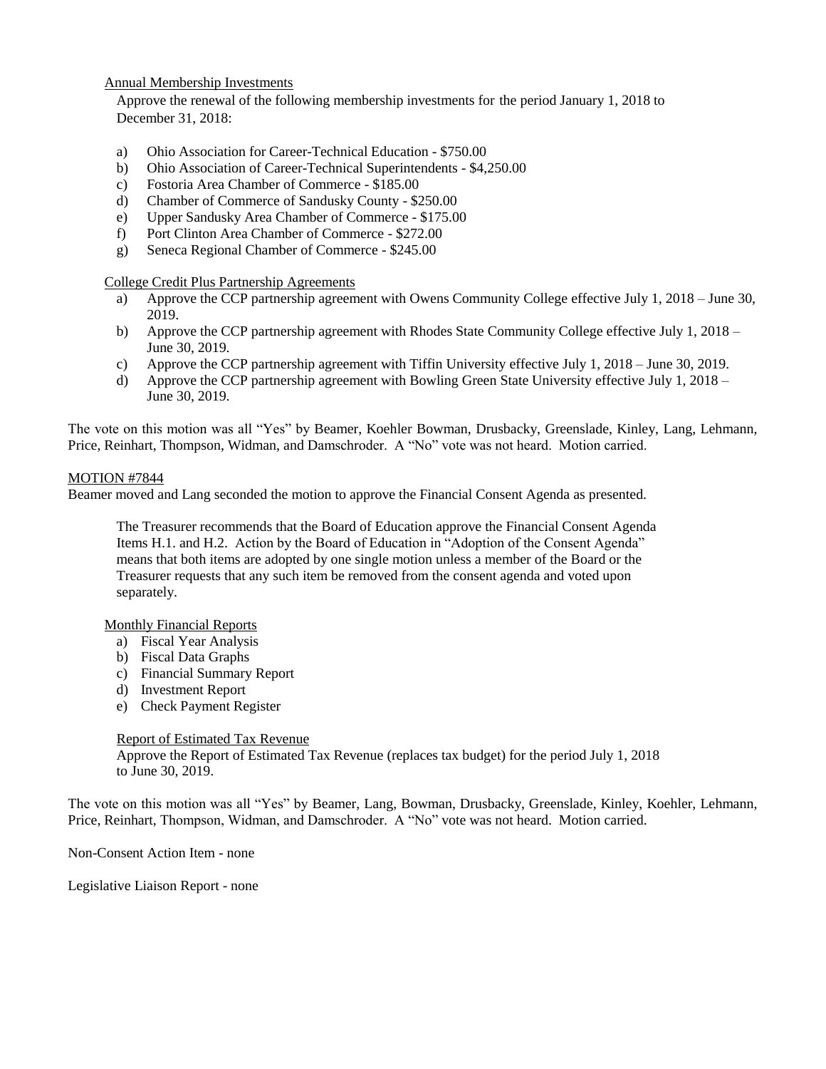Annual Membership Investments

Approve the renewal of the following membership investments for the period January 1, 2018 to December 31, 2018:

a) Ohio Association for Career-Technical Education - $750.00
b) Ohio Association of Career-Technical Superintendents - $4,250.00
c) Fostoria Area Chamber of Commerce - $185.00
d) Chamber of Commerce of Sandusky County - $250.00
e) Upper Sandusky Area Chamber of Commerce - $175.00
f) Port Clinton Area Chamber of Commerce - $272.00
g) Seneca Regional Chamber of Commerce - $245.00

College Credit Plus Partnership Agreements

a) Approve the CCP partnership agreement with Owens Community College effective July 1, 2018 – June 30, 2019.
b) Approve the CCP partnership agreement with Rhodes State Community College effective July 1, 2018 – June 30, 2019.
c) Approve the CCP partnership agreement with Tiffin University effective July 1, 2018 – June 30, 2019.
d) Approve the CCP partnership agreement with Bowling Green State University effective July 1, 2018 – June 30, 2019.

The vote on this motion was all "Yes" by Beamer, Koehler Bowman, Drusbacky, Greenslade, Kinley, Lang, Lehmann, Price, Reinhart, Thompson, Widman, and Damschroder. A "No" vote was not heard. Motion carried.

MOTION #7844

Beamer moved and Lang seconded the motion to approve the Financial Consent Agenda as presented.

The Treasurer recommends that the Board of Education approve the Financial Consent Agenda Items H.1. and H.2. Action by the Board of Education in "Adoption of the Consent Agenda" means that both items are adopted by one single motion unless a member of the Board or the Treasurer requests that any such item be removed from the consent agenda and voted upon separately.

Monthly Financial Reports

a) Fiscal Year Analysis
b) Fiscal Data Graphs
c) Financial Summary Report
d) Investment Report
e) Check Payment Register

Report of Estimated Tax Revenue

Approve the Report of Estimated Tax Revenue (replaces tax budget) for the period July 1, 2018 to June 30, 2019.

The vote on this motion was all "Yes" by Beamer, Lang, Bowman, Drusbacky, Greenslade, Kinley, Koehler, Lehmann, Price, Reinhart, Thompson, Widman, and Damschroder. A "No" vote was not heard. Motion carried.

Non-Consent Action Item - none

Legislative Liaison Report - none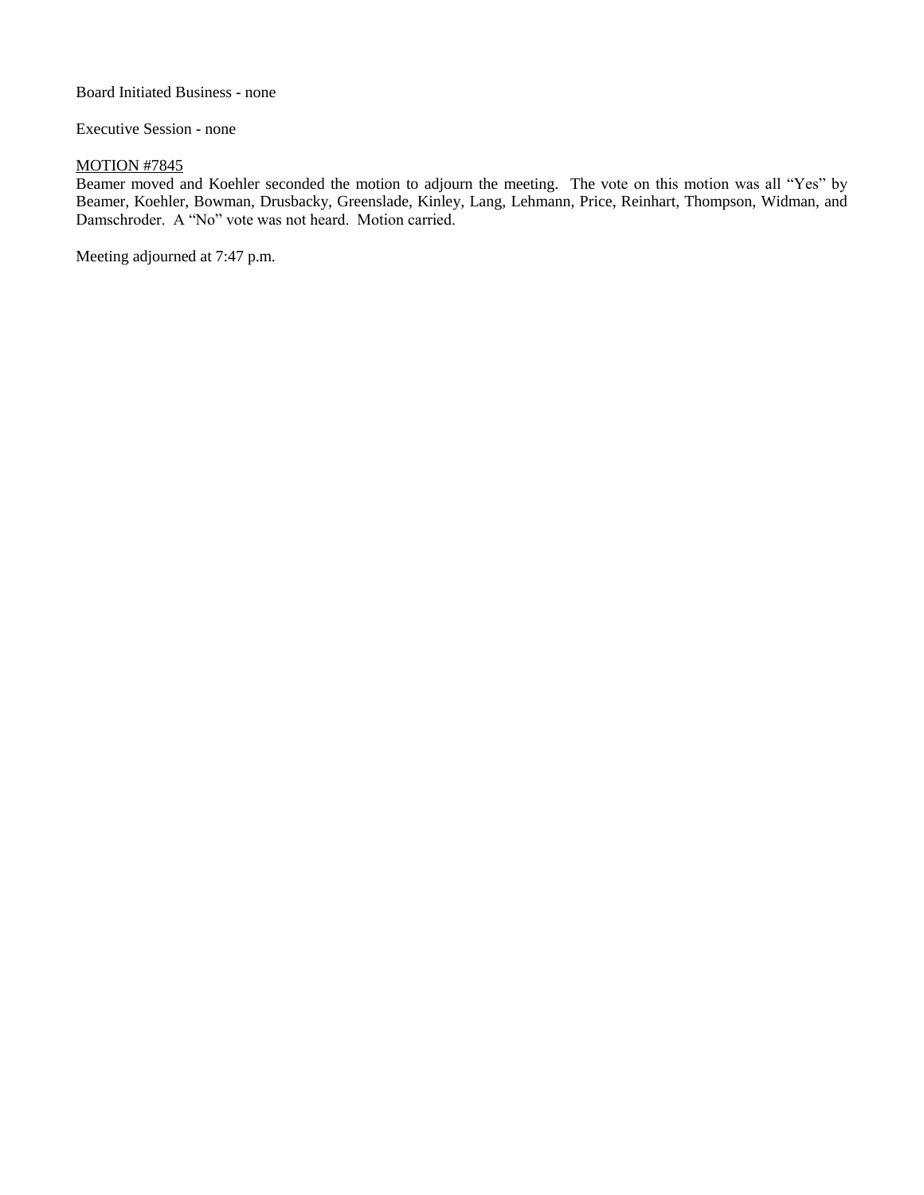Board Initiated Business - none

Executive Session - none

<u>MOTION #7845</u>
Beamer moved and Koehler seconded the motion to adjourn the meeting. The vote on this motion was all "Yes" by Beamer, Koehler, Bowman, Drusbacky, Greenslade, Kinley, Lang, Lehmann, Price, Reinhart, Thompson, Widman, and Damschroder. A "No" vote was not heard. Motion carried.

Meeting adjourned at 7:47 p.m.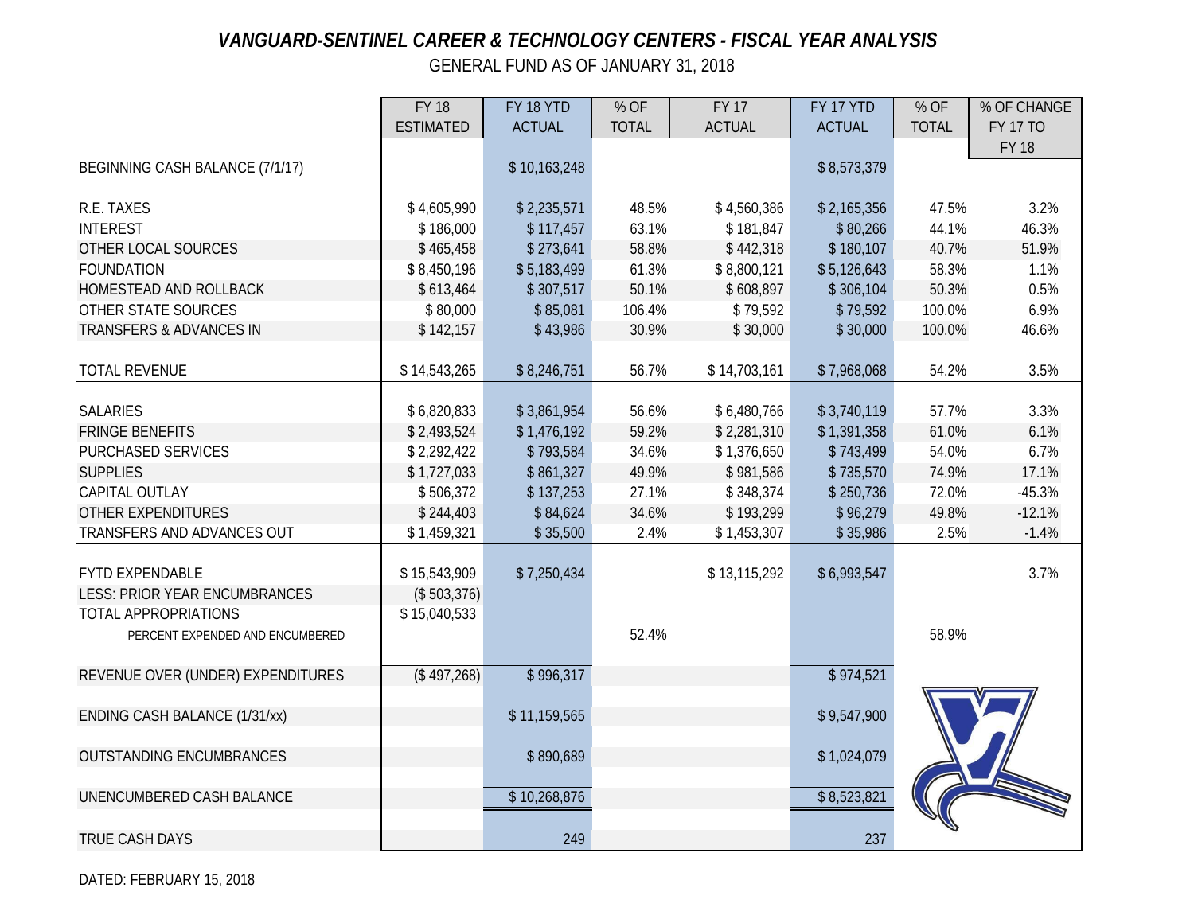## *VANGUARD-SENTINEL CAREER & TECHNOLOGY CENTERS - FISCAL YEAR ANALYSIS*

GENERAL FUND AS OF JANUARY 31, 2018

| | FY 18 ESTIMATED | FY 18 YTD ACTUAL | % OF TOTAL | FY 17 ACTUAL | FY 17 YTD ACTUAL | % OF TOTAL | % OF CHANGE FY 17 TO FY 18 |
|---|---|---|---|---|---|---|---|
| BEGINNING CASH BALANCE (7/1/17) | | $ 10,163,248 | | | $ 8,573,379 | | |
| R.E. TAXES | $ 4,605,990 | $ 2,235,571 | 48.5% | $ 4,560,386 | $ 2,165,356 | 47.5% | 3.2% |
| INTEREST | $ 186,000 | $ 117,457 | 63.1% | $ 181,847 | $ 80,266 | 44.1% | 46.3% |
| OTHER LOCAL SOURCES | $ 465,458 | $ 273,641 | 58.8% | $ 442,318 | $ 180,107 | 40.7% | 51.9% |
| FOUNDATION | $ 8,450,196 | $ 5,183,499 | 61.3% | $ 8,800,121 | $ 5,126,643 | 58.3% | 1.1% |
| HOMESTEAD AND ROLLBACK | $ 613,464 | $ 307,517 | 50.1% | $ 608,897 | $ 306,104 | 50.3% | 0.5% |
| OTHER STATE SOURCES | $ 80,000 | $ 85,081 | 106.4% | $ 79,592 | $ 79,592 | 100.0% | 6.9% |
| TRANSFERS & ADVANCES IN | $ 142,157 | $ 43,986 | 30.9% | $ 30,000 | $ 30,000 | 100.0% | 46.6% |
| TOTAL REVENUE | $ 14,543,265 | $ 8,246,751 | 56.7% | $ 14,703,161 | $ 7,968,068 | 54.2% | 3.5% |
| SALARIES | $ 6,820,833 | $ 3,861,954 | 56.6% | $ 6,480,766 | $ 3,740,119 | 57.7% | 3.3% |
| FRINGE BENEFITS | $ 2,493,524 | $ 1,476,192 | 59.2% | $ 2,281,310 | $ 1,391,358 | 61.0% | 6.1% |
| PURCHASED SERVICES | $ 2,292,422 | $ 793,584 | 34.6% | $ 1,376,650 | $ 743,499 | 54.0% | 6.7% |
| SUPPLIES | $ 1,727,033 | $ 861,327 | 49.9% | $ 981,586 | $ 735,570 | 74.9% | 17.1% |
| CAPITAL OUTLAY | $ 506,372 | $ 137,253 | 27.1% | $ 348,374 | $ 250,736 | 72.0% | -45.3% |
| OTHER EXPENDITURES | $ 244,403 | $ 84,624 | 34.6% | $ 193,299 | $ 96,279 | 49.8% | -12.1% |
| TRANSFERS AND ADVANCES OUT | $ 1,459,321 | $ 35,500 | 2.4% | $ 1,453,307 | $ 35,986 | 2.5% | -1.4% |
| FYTD EXPENDABLE | $ 15,543,909 | $ 7,250,434 | | $ 13,115,292 | $ 6,993,547 | | 3.7% |
| LESS: PRIOR YEAR ENCUMBRANCES | ($ 503,376) | | | | | | |
| TOTAL APPROPRIATIONS | $ 15,040,533 | | | | | | |
| PERCENT EXPENDED AND ENCUMBERED | | | 52.4% | | | 58.9% | |
| REVENUE OVER (UNDER) EXPENDITURES | ($ 497,268) | $ 996,317 | | | $ 974,521 | | |
| ENDING CASH BALANCE (1/31/xx) | | $ 11,159,565 | | | $ 9,547,900 | | |
| OUTSTANDING ENCUMBRANCES | | $ 890,689 | | | $ 1,024,079 | | |
| UNENCUMBERED CASH BALANCE | | $ 10,268,876 | | | $ 8,523,821 | | |
| TRUE CASH DAYS | | 249 | | | 237 | | |

DATED: FEBRUARY 15, 2018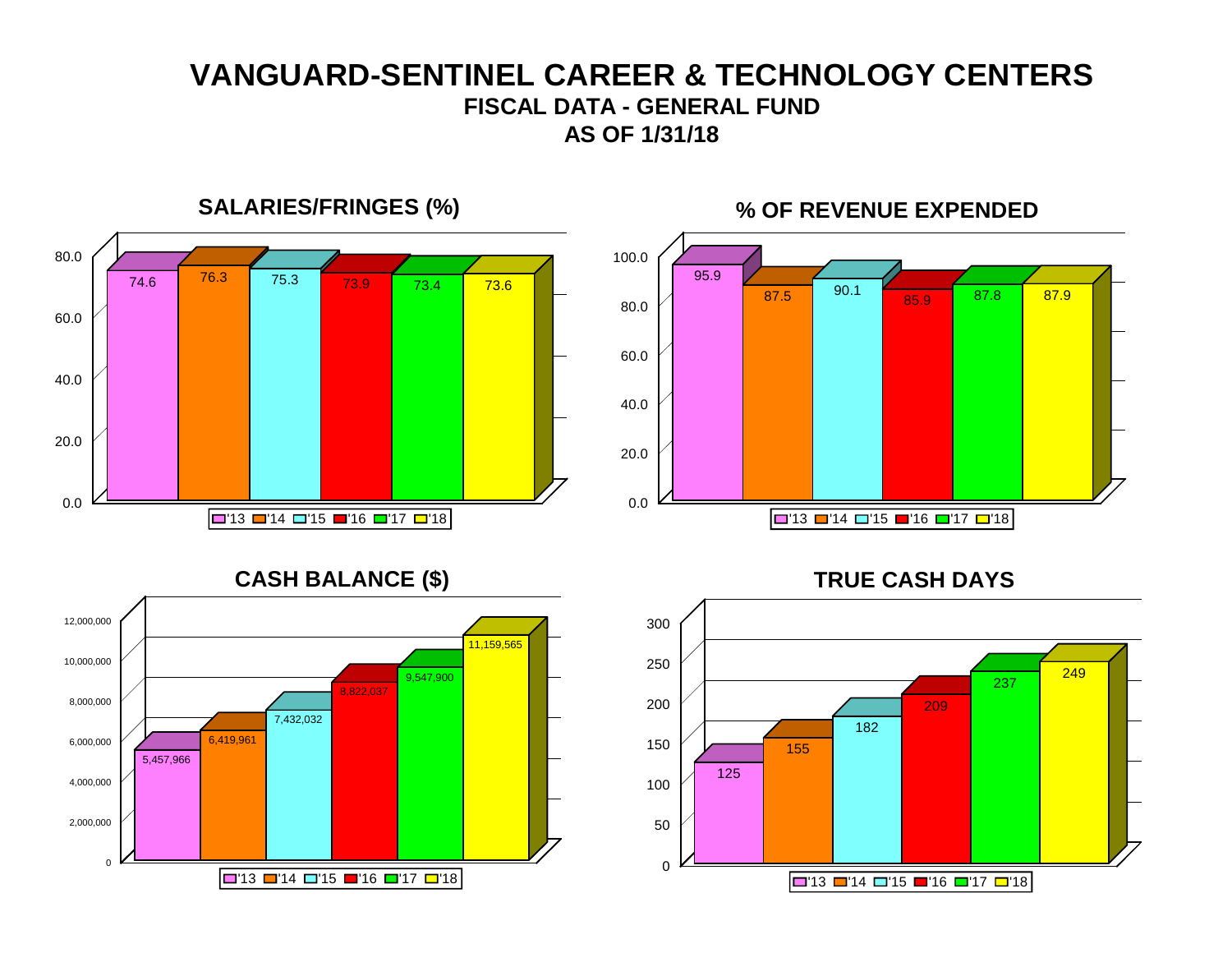# VANGUARD-SENTINEL CAREER & TECHNOLOGY CENTERS

## FISCAL DATA - GENERAL FUND

## AS OF 1/31/18

### SALARIES/FRINGES (%)

| '13 | '14 | '15 | '16 | '17 | '18 |
|---|---|---|---|---|---|
| 74.6 | 76.3 | 75.3 | 73.9 | 73.4 | 73.6 |

### % OF REVENUE EXPENDED

| '13 | '14 | '15 | '16 | '17 | '18 |
|---|---|---|---|---|---|
| 95.9 | 87.5 | 90.1 | 85.9 | 87.8 | 87.9 |

### CASH BALANCE ($)

| '13 | '14 | '15 | '16 | '17 | '18 |
|---|---|---|---|---|---|
| 5,457,966 | 6,419,961 | 7,432,032 | 8,822,037 | 9,547,900 | 11,159,565 |

### TRUE CASH DAYS

| '13 | '14 | '15 | '16 | '17 | '18 |
|---|---|---|---|---|---|
| 125 | 155 | 182 | 209 | 237 | 249 |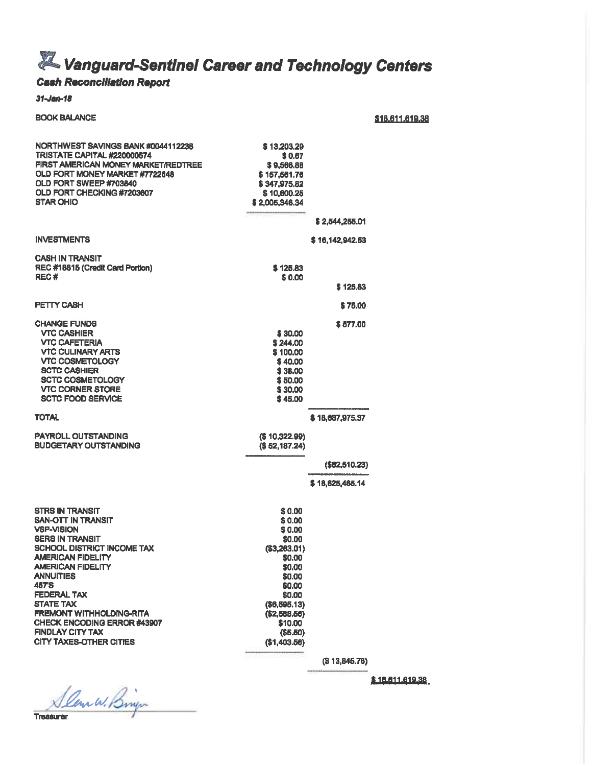# Vanguard-Sentinel Career and Technology Centers

## Cash Reconciliation Report

***31-Jan-18***

| | | | |
|---|---|---|---|
| BOOK BALANCE | | | $18,611,619.38 |
| | | | |
| NORTHWEST SAVINGS BANK #0044112238 | $ 13,203.29 | | |
| TRISTATE CAPITAL #220000574 | $ 0.67 | | |
| FIRST AMERICAN MONEY MARKET/REDTREE | $ 9,586.88 | | |
| OLD FORT MONEY MARKET #7722648 | $ 157,561.76 | | |
| OLD FORT SWEEP #703840 | $ 347,975.82 | | |
| OLD FORT CHECKING #7203607 | $ 10,600.25 | | |
| STAR OHIO | $ 2,005,346.34 | | |
| | | $ 2,544,255.01 | |
| INVESTMENTS | | $ 16,142,942.53 | |
| CASH IN TRANSIT | | | |
| REC #18815 (Credit Card Portion) | $ 125.83 | | |
| REC # | $ 0.00 | | |
| | | $ 125.83 | |
| PETTY CASH | | $ 75.00 | |
| CHANGE FUNDS | | $ 577.00 | |
| VTC CASHIER | $ 30.00 | | |
| VTC CAFETERIA | $ 244.00 | | |
| VTC CULINARY ARTS | $ 100.00 | | |
| VTC COSMETOLOGY | $ 40.00 | | |
| SCTC CASHIER | $ 38.00 | | |
| SCTC COSMETOLOGY | $ 50.00 | | |
| VTC CORNER STORE | $ 30.00 | | |
| SCTC FOOD SERVICE | $ 45.00 | | |
| TOTAL | | $ 18,687,975.37 | |
| PAYROLL OUTSTANDING | ($ 10,322.99) | | |
| BUDGETARY OUTSTANDING | ($ 52,187.24) | | |
| | | ($62,510.23) | |
| | | $ 18,625,465.14 | |
| | | | |
| STRS IN TRANSIT | $ 0.00 | | |
| SAN-OTT IN TRANSIT | $ 0.00 | | |
| VSP-VISION | $ 0.00 | | |
| SERS IN TRANSIT | $0.00 | | |
| SCHOOL DISTRICT INCOME TAX | ($3,263.01) | | |
| AMERICAN FIDELITY | $0.00 | | |
| AMERICAN FIDELITY | $0.00 | | |
| ANNUITIES | $0.00 | | |
| 457'S | $0.00 | | |
| FEDERAL TAX | $0.00 | | |
| STATE TAX | ($6,595.13) | | |
| FREMONT WITHHOLDING-RITA | ($2,588.56) | | |
| CHECK ENCODING ERROR #43907 | $10.00 | | |
| FINDLAY CITY TAX | ($5.50) | | |
| CITY TAXES-OTHER CITIES | ($1,403.56) | | |
| | | ($ 13,845.76) | |
| | | | $ 18,611,619.38 |

Treasurer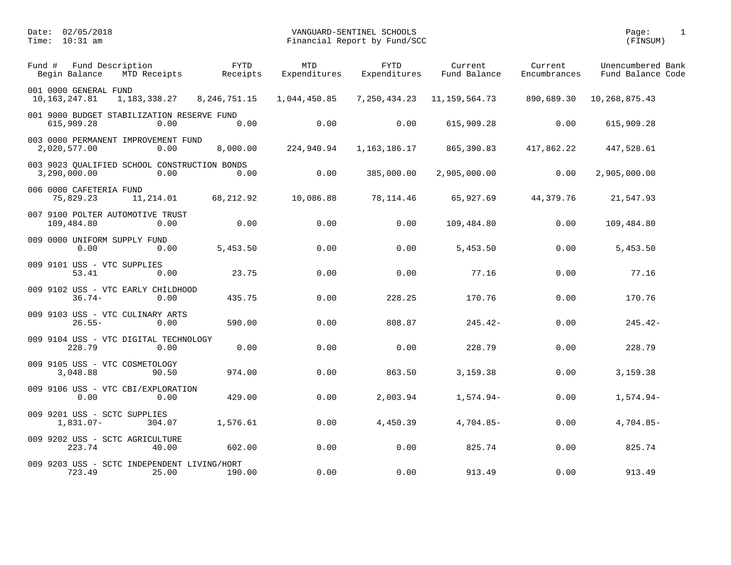Date: 02/05/2018
Time: 10:31 am

VANGUARD-SENTINEL SCHOOLS
Financial Report by Fund/SCC

Page: 1
(FINSUM)

| Fund # | Fund Description | Begin Balance | MTD Receipts | FYTD Receipts | MTD Expenditures | FYTD Expenditures | Current Fund Balance | Current Encumbrances | Unencumbered Fund Balance | Bank Code |
|---|---|---|---|---|---|---|---|---|---|---|
| 001 0000 | GENERAL FUND | 10,163,247.81 | 1,183,338.27 | 8,246,751.15 | 1,044,450.85 | 7,250,434.23 | 11,159,564.73 | 890,689.30 | 10,268,875.43 | |
| 001 9000 | BUDGET STABILIZATION RESERVE FUND | 615,909.28 | 0.00 | 0.00 | 0.00 | 0.00 | 615,909.28 | 0.00 | 615,909.28 | |
| 003 0000 | PERMANENT IMPROVEMENT FUND | 2,020,577.00 | 0.00 | 8,000.00 | 224,940.94 | 1,163,186.17 | 865,390.83 | 417,862.22 | 447,528.61 | |
| 003 9023 | QUALIFIED SCHOOL CONSTRUCTION BONDS | 3,290,000.00 | 0.00 | 0.00 | 0.00 | 385,000.00 | 2,905,000.00 | 0.00 | 2,905,000.00 | |
| 006 0000 | CAFETERIA FUND | 75,829.23 | 11,214.01 | 68,212.92 | 10,086.88 | 78,114.46 | 65,927.69 | 44,379.76 | 21,547.93 | |
| 007 9100 | POLTER AUTOMOTIVE TRUST | 109,484.80 | 0.00 | 0.00 | 0.00 | 0.00 | 109,484.80 | 0.00 | 109,484.80 | |
| 009 0000 | UNIFORM SUPPLY FUND | 0.00 | 0.00 | 5,453.50 | 0.00 | 0.00 | 5,453.50 | 0.00 | 5,453.50 | |
| 009 9101 | USS - VTC SUPPLIES | 53.41 | 0.00 | 23.75 | 0.00 | 0.00 | 77.16 | 0.00 | 77.16 | |
| 009 9102 | USS - VTC EARLY CHILDHOOD | 36.74- | 0.00 | 435.75 | 0.00 | 228.25 | 170.76 | 0.00 | 170.76 | |
| 009 9103 | USS - VTC CULINARY ARTS | 26.55- | 0.00 | 590.00 | 0.00 | 808.87 | 245.42- | 0.00 | 245.42- | |
| 009 9104 | USS - VTC DIGITAL TECHNOLOGY | 228.79 | 0.00 | 0.00 | 0.00 | 0.00 | 228.79 | 0.00 | 228.79 | |
| 009 9105 | USS - VTC COSMETOLOGY | 3,048.88 | 90.50 | 974.00 | 0.00 | 863.50 | 3,159.38 | 0.00 | 3,159.38 | |
| 009 9106 | USS - VTC CBI/EXPLORATION | 0.00 | 0.00 | 429.00 | 0.00 | 2,003.94 | 1,574.94- | 0.00 | 1,574.94- | |
| 009 9201 | USS - SCTC SUPPLIES | 1,831.07- | 304.07 | 1,576.61 | 0.00 | 4,450.39 | 4,704.85- | 0.00 | 4,704.85- | |
| 009 9202 | USS - SCTC AGRICULTURE | 223.74 | 40.00 | 602.00 | 0.00 | 0.00 | 825.74 | 0.00 | 825.74 | |
| 009 9203 | USS - SCTC INDEPENDENT LIVING/HORT | 723.49 | 25.00 | 190.00 | 0.00 | 0.00 | 913.49 | 0.00 | 913.49 | |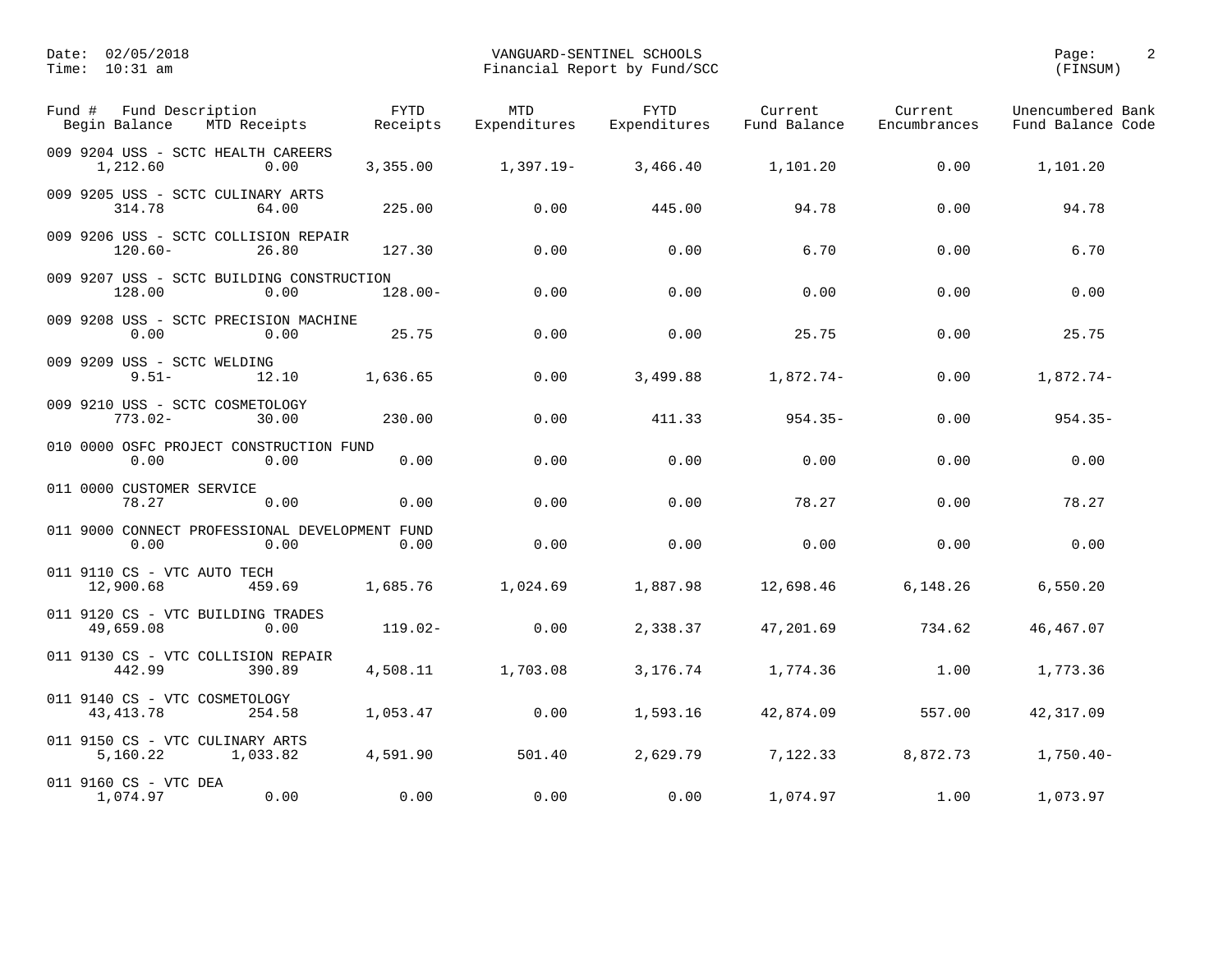Date: 02/05/2018
Time: 10:31 am

VANGUARD-SENTINEL SCHOOLS
Financial Report by Fund/SCC

(FINSUM)

| Fund # Fund Description / Begin Balance | MTD Receipts | FYTD Receipts | MTD Expenditures | FYTD Expenditures | Current Fund Balance | Current Encumbrances | Unencumbered Fund Balance | Bank Code |
|---|---|---|---|---|---|---|---|---|
| 009 9204 USS - SCTC HEALTH CAREERS | | | | | | | | |
| 1,212.60 | 0.00 | 3,355.00 | 1,397.19- | 3,466.40 | 1,101.20 | 0.00 | 1,101.20 | |
| 009 9205 USS - SCTC CULINARY ARTS | | | | | | | | |
| 314.78 | 64.00 | 225.00 | 0.00 | 445.00 | 94.78 | 0.00 | 94.78 | |
| 009 9206 USS - SCTC COLLISION REPAIR | | | | | | | | |
| 120.60- | 26.80 | 127.30 | 0.00 | 0.00 | 6.70 | 0.00 | 6.70 | |
| 009 9207 USS - SCTC BUILDING CONSTRUCTION | | | | | | | | |
| 128.00 | 0.00 | 128.00- | 0.00 | 0.00 | 0.00 | 0.00 | 0.00 | |
| 009 9208 USS - SCTC PRECISION MACHINE | | | | | | | | |
| 0.00 | 0.00 | 25.75 | 0.00 | 0.00 | 25.75 | 0.00 | 25.75 | |
| 009 9209 USS - SCTC WELDING | | | | | | | | |
| 9.51- | 12.10 | 1,636.65 | 0.00 | 3,499.88 | 1,872.74- | 0.00 | 1,872.74- | |
| 009 9210 USS - SCTC COSMETOLOGY | | | | | | | | |
| 773.02- | 30.00 | 230.00 | 0.00 | 411.33 | 954.35- | 0.00 | 954.35- | |
| 010 0000 OSFC PROJECT CONSTRUCTION FUND | | | | | | | | |
| 0.00 | 0.00 | 0.00 | 0.00 | 0.00 | 0.00 | 0.00 | 0.00 | |
| 011 0000 CUSTOMER SERVICE | | | | | | | | |
| 78.27 | 0.00 | 0.00 | 0.00 | 0.00 | 78.27 | 0.00 | 78.27 | |
| 011 9000 CONNECT PROFESSIONAL DEVELOPMENT FUND | | | | | | | | |
| 0.00 | 0.00 | 0.00 | 0.00 | 0.00 | 0.00 | 0.00 | 0.00 | |
| 011 9110 CS - VTC AUTO TECH | | | | | | | | |
| 12,900.68 | 459.69 | 1,685.76 | 1,024.69 | 1,887.98 | 12,698.46 | 6,148.26 | 6,550.20 | |
| 011 9120 CS - VTC BUILDING TRADES | | | | | | | | |
| 49,659.08 | 0.00 | 119.02- | 0.00 | 2,338.37 | 47,201.69 | 734.62 | 46,467.07 | |
| 011 9130 CS - VTC COLLISION REPAIR | | | | | | | | |
| 442.99 | 390.89 | 4,508.11 | 1,703.08 | 3,176.74 | 1,774.36 | 1.00 | 1,773.36 | |
| 011 9140 CS - VTC COSMETOLOGY | | | | | | | | |
| 43,413.78 | 254.58 | 1,053.47 | 0.00 | 1,593.16 | 42,874.09 | 557.00 | 42,317.09 | |
| 011 9150 CS - VTC CULINARY ARTS | | | | | | | | |
| 5,160.22 | 1,033.82 | 4,591.90 | 501.40 | 2,629.79 | 7,122.33 | 8,872.73 | 1,750.40- | |
| 011 9160 CS - VTC DEA | | | | | | | | |
| 1,074.97 | 0.00 | 0.00 | 0.00 | 0.00 | 1,074.97 | 1.00 | 1,073.97 | |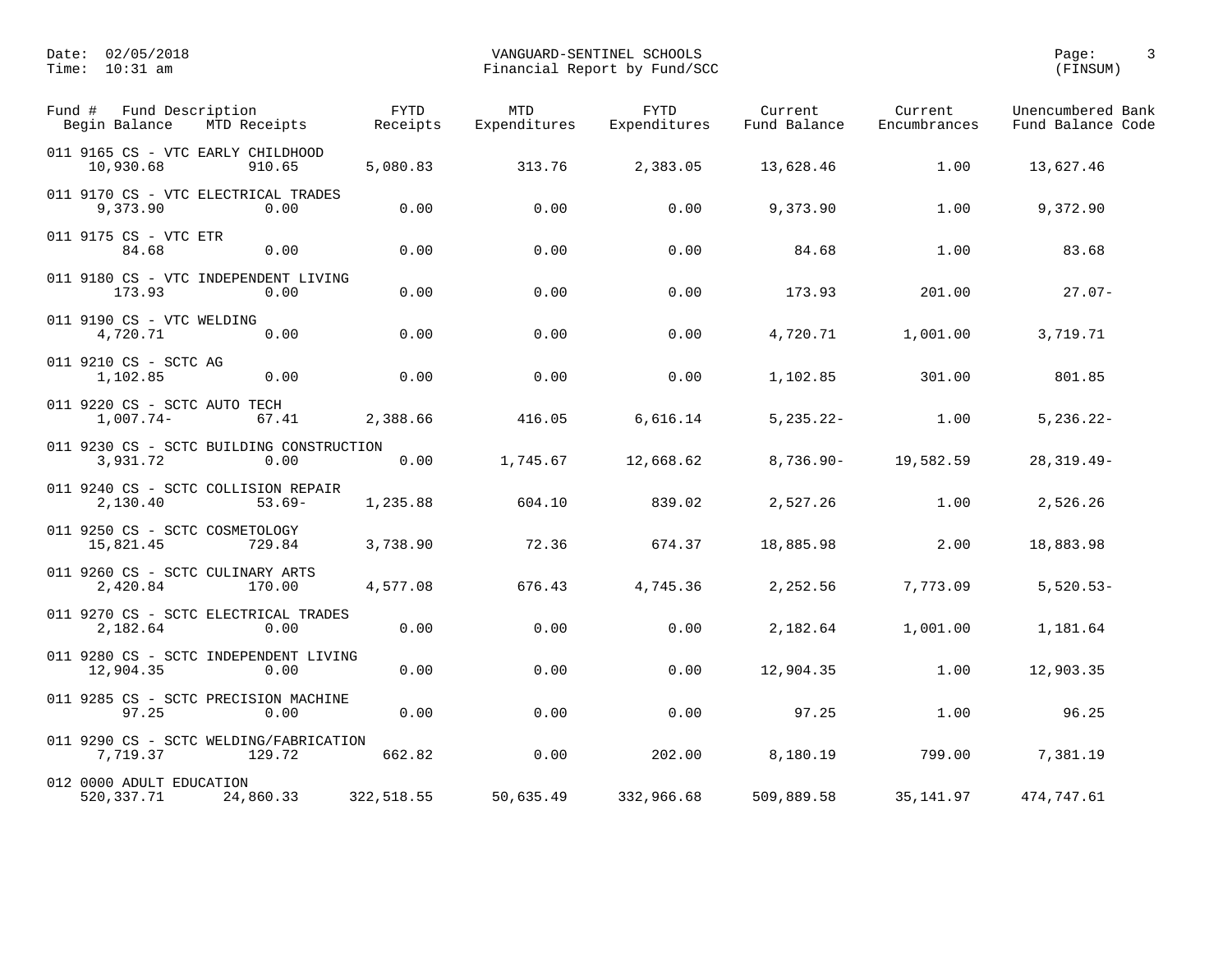Date: 02/05/2018
Time: 10:31 am

VANGUARD-SENTINEL SCHOOLS
Financial Report by Fund/SCC

(FINSUM)

| Fund # Fund Description / Begin Balance | MTD Receipts | FYTD Receipts | MTD Expenditures | FYTD Expenditures | Current Fund Balance | Current Encumbrances | Unencumbered Bank Fund Balance Code |
|---|---|---|---|---|---|---|---|
| 011 9165 CS - VTC EARLY CHILDHOOD | | | | | | | |
| 10,930.68 | 910.65 | 5,080.83 | 313.76 | 2,383.05 | 13,628.46 | 1.00 | 13,627.46 |
| 011 9170 CS - VTC ELECTRICAL TRADES | | | | | | | |
| 9,373.90 | 0.00 | 0.00 | 0.00 | 0.00 | 9,373.90 | 1.00 | 9,372.90 |
| 011 9175 CS - VTC ETR | | | | | | | |
| 84.68 | 0.00 | 0.00 | 0.00 | 0.00 | 84.68 | 1.00 | 83.68 |
| 011 9180 CS - VTC INDEPENDENT LIVING | | | | | | | |
| 173.93 | 0.00 | 0.00 | 0.00 | 0.00 | 173.93 | 201.00 | 27.07- |
| 011 9190 CS - VTC WELDING | | | | | | | |
| 4,720.71 | 0.00 | 0.00 | 0.00 | 0.00 | 4,720.71 | 1,001.00 | 3,719.71 |
| 011 9210 CS - SCTC AG | | | | | | | |
| 1,102.85 | 0.00 | 0.00 | 0.00 | 0.00 | 1,102.85 | 301.00 | 801.85 |
| 011 9220 CS - SCTC AUTO TECH | | | | | | | |
| 1,007.74- | 67.41 | 2,388.66 | 416.05 | 6,616.14 | 5,235.22- | 1.00 | 5,236.22- |
| 011 9230 CS - SCTC BUILDING CONSTRUCTION | | | | | | | |
| 3,931.72 | 0.00 | 0.00 | 1,745.67 | 12,668.62 | 8,736.90- | 19,582.59 | 28,319.49- |
| 011 9240 CS - SCTC COLLISION REPAIR | | | | | | | |
| 2,130.40 | 53.69- | 1,235.88 | 604.10 | 839.02 | 2,527.26 | 1.00 | 2,526.26 |
| 011 9250 CS - SCTC COSMETOLOGY | | | | | | | |
| 15,821.45 | 729.84 | 3,738.90 | 72.36 | 674.37 | 18,885.98 | 2.00 | 18,883.98 |
| 011 9260 CS - SCTC CULINARY ARTS | | | | | | | |
| 2,420.84 | 170.00 | 4,577.08 | 676.43 | 4,745.36 | 2,252.56 | 7,773.09 | 5,520.53- |
| 011 9270 CS - SCTC ELECTRICAL TRADES | | | | | | | |
| 2,182.64 | 0.00 | 0.00 | 0.00 | 0.00 | 2,182.64 | 1,001.00 | 1,181.64 |
| 011 9280 CS - SCTC INDEPENDENT LIVING | | | | | | | |
| 12,904.35 | 0.00 | 0.00 | 0.00 | 0.00 | 12,904.35 | 1.00 | 12,903.35 |
| 011 9285 CS - SCTC PRECISION MACHINE | | | | | | | |
| 97.25 | 0.00 | 0.00 | 0.00 | 0.00 | 97.25 | 1.00 | 96.25 |
| 011 9290 CS - SCTC WELDING/FABRICATION | | | | | | | |
| 7,719.37 | 129.72 | 662.82 | 0.00 | 202.00 | 8,180.19 | 799.00 | 7,381.19 |
| 012 0000 ADULT EDUCATION | | | | | | | |
| 520,337.71 | 24,860.33 | 322,518.55 | 50,635.49 | 332,966.68 | 509,889.58 | 35,141.97 | 474,747.61 |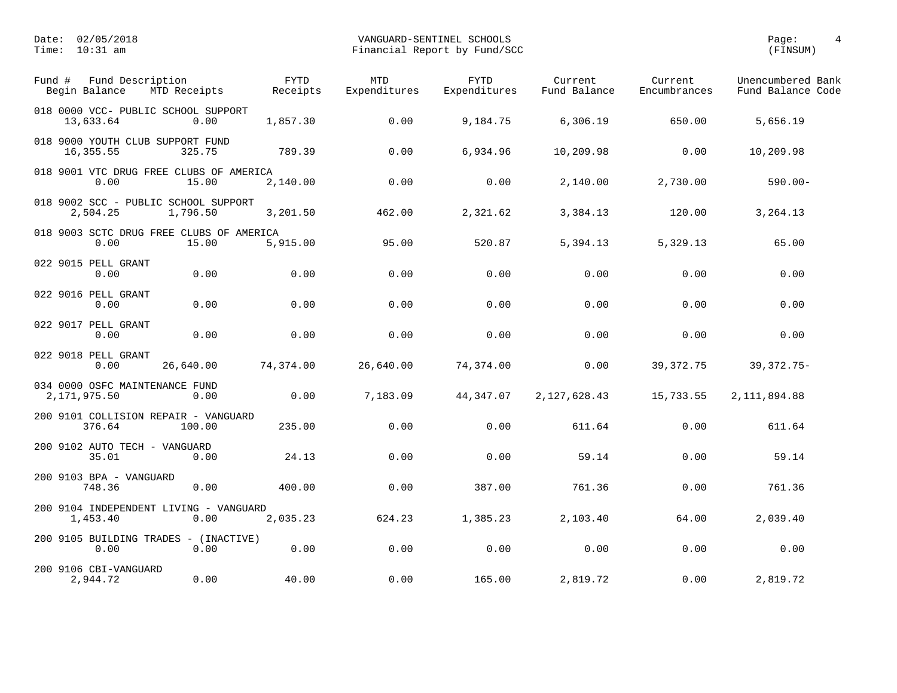| Fund # | Fund Description | | | | | | | |
|---|---|---|---|---|---|---|---|---|
| Begin Balance | MTD Receipts | FYTD Receipts | MTD Expenditures | FYTD Expenditures | Current Fund Balance | Current Encumbrances | Unencumbered Fund Balance | Bank Code |
| 018 0000 VCC- PUBLIC SCHOOL SUPPORT | | | | | | | | |
| 13,633.64 | 0.00 | 1,857.30 | 0.00 | 9,184.75 | 6,306.19 | 650.00 | 5,656.19 | |
| 018 9000 YOUTH CLUB SUPPORT FUND | | | | | | | | |
| 16,355.55 | 325.75 | 789.39 | 0.00 | 6,934.96 | 10,209.98 | 0.00 | 10,209.98 | |
| 018 9001 VTC DRUG FREE CLUBS OF AMERICA | | | | | | | | |
| 0.00 | 15.00 | 2,140.00 | 0.00 | 0.00 | 2,140.00 | 2,730.00 | 590.00- | |
| 018 9002 SCC - PUBLIC SCHOOL SUPPORT | | | | | | | | |
| 2,504.25 | 1,796.50 | 3,201.50 | 462.00 | 2,321.62 | 3,384.13 | 120.00 | 3,264.13 | |
| 018 9003 SCTC DRUG FREE CLUBS OF AMERICA | | | | | | | | |
| 0.00 | 15.00 | 5,915.00 | 95.00 | 520.87 | 5,394.13 | 5,329.13 | 65.00 | |
| 022 9015 PELL GRANT | | | | | | | | |
| 0.00 | 0.00 | 0.00 | 0.00 | 0.00 | 0.00 | 0.00 | 0.00 | |
| 022 9016 PELL GRANT | | | | | | | | |
| 0.00 | 0.00 | 0.00 | 0.00 | 0.00 | 0.00 | 0.00 | 0.00 | |
| 022 9017 PELL GRANT | | | | | | | | |
| 0.00 | 0.00 | 0.00 | 0.00 | 0.00 | 0.00 | 0.00 | 0.00 | |
| 022 9018 PELL GRANT | | | | | | | | |
| 0.00 | 26,640.00 | 74,374.00 | 26,640.00 | 74,374.00 | 0.00 | 39,372.75 | 39,372.75- | |
| 034 0000 OSFC MAINTENANCE FUND | | | | | | | | |
| 2,171,975.50 | 0.00 | 0.00 | 7,183.09 | 44,347.07 | 2,127,628.43 | 15,733.55 | 2,111,894.88 | |
| 200 9101 COLLISION REPAIR - VANGUARD | | | | | | | | |
| 376.64 | 100.00 | 235.00 | 0.00 | 0.00 | 611.64 | 0.00 | 611.64 | |
| 200 9102 AUTO TECH - VANGUARD | | | | | | | | |
| 35.01 | 0.00 | 24.13 | 0.00 | 0.00 | 59.14 | 0.00 | 59.14 | |
| 200 9103 BPA - VANGUARD | | | | | | | | |
| 748.36 | 0.00 | 400.00 | 0.00 | 387.00 | 761.36 | 0.00 | 761.36 | |
| 200 9104 INDEPENDENT LIVING - VANGUARD | | | | | | | | |
| 1,453.40 | 0.00 | 2,035.23 | 624.23 | 1,385.23 | 2,103.40 | 64.00 | 2,039.40 | |
| 200 9105 BUILDING TRADES - (INACTIVE) | | | | | | | | |
| 0.00 | 0.00 | 0.00 | 0.00 | 0.00 | 0.00 | 0.00 | 0.00 | |
| 200 9106 CBI-VANGUARD | | | | | | | | |
| 2,944.72 | 0.00 | 40.00 | 0.00 | 165.00 | 2,819.72 | 0.00 | 2,819.72 | |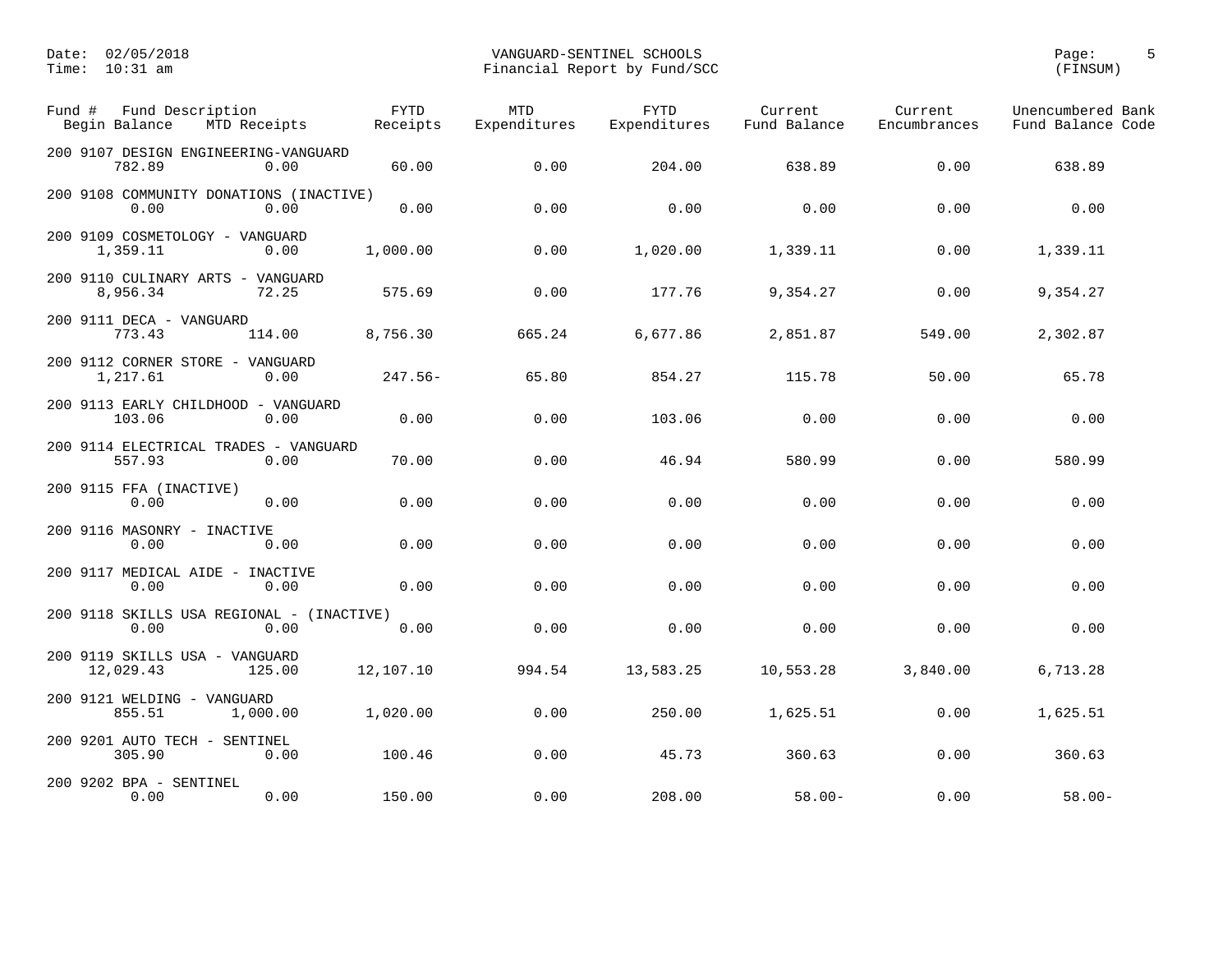Date: 02/05/2018
Time: 10:31 am

VANGUARD-SENTINEL SCHOOLS
Financial Report by Fund/SCC

(FINSUM)

| Fund # Fund Description / Begin Balance | MTD Receipts | FYTD Receipts | MTD Expenditures | FYTD Expenditures | Current Fund Balance | Current Encumbrances | Unencumbered Fund Balance | Bank Code |
|---|---|---|---|---|---|---|---|---|
| 200 9107 DESIGN ENGINEERING-VANGUARD | | | | | | | | |
| 782.89 | 0.00 | 60.00 | 0.00 | 204.00 | 638.89 | 0.00 | 638.89 | |
| 200 9108 COMMUNITY DONATIONS (INACTIVE) | | | | | | | | |
| 0.00 | 0.00 | 0.00 | 0.00 | 0.00 | 0.00 | 0.00 | 0.00 | |
| 200 9109 COSMETOLOGY - VANGUARD | | | | | | | | |
| 1,359.11 | 0.00 | 1,000.00 | 0.00 | 1,020.00 | 1,339.11 | 0.00 | 1,339.11 | |
| 200 9110 CULINARY ARTS - VANGUARD | | | | | | | | |
| 8,956.34 | 72.25 | 575.69 | 0.00 | 177.76 | 9,354.27 | 0.00 | 9,354.27 | |
| 200 9111 DECA - VANGUARD | | | | | | | | |
| 773.43 | 114.00 | 8,756.30 | 665.24 | 6,677.86 | 2,851.87 | 549.00 | 2,302.87 | |
| 200 9112 CORNER STORE - VANGUARD | | | | | | | | |
| 1,217.61 | 0.00 | 247.56- | 65.80 | 854.27 | 115.78 | 50.00 | 65.78 | |
| 200 9113 EARLY CHILDHOOD - VANGUARD | | | | | | | | |
| 103.06 | 0.00 | 0.00 | 0.00 | 103.06 | 0.00 | 0.00 | 0.00 | |
| 200 9114 ELECTRICAL TRADES - VANGUARD | | | | | | | | |
| 557.93 | 0.00 | 70.00 | 0.00 | 46.94 | 580.99 | 0.00 | 580.99 | |
| 200 9115 FFA (INACTIVE) | | | | | | | | |
| 0.00 | 0.00 | 0.00 | 0.00 | 0.00 | 0.00 | 0.00 | 0.00 | |
| 200 9116 MASONRY - INACTIVE | | | | | | | | |
| 0.00 | 0.00 | 0.00 | 0.00 | 0.00 | 0.00 | 0.00 | 0.00 | |
| 200 9117 MEDICAL AIDE - INACTIVE | | | | | | | | |
| 0.00 | 0.00 | 0.00 | 0.00 | 0.00 | 0.00 | 0.00 | 0.00 | |
| 200 9118 SKILLS USA REGIONAL - (INACTIVE) | | | | | | | | |
| 0.00 | 0.00 | 0.00 | 0.00 | 0.00 | 0.00 | 0.00 | 0.00 | |
| 200 9119 SKILLS USA - VANGUARD | | | | | | | | |
| 12,029.43 | 125.00 | 12,107.10 | 994.54 | 13,583.25 | 10,553.28 | 3,840.00 | 6,713.28 | |
| 200 9121 WELDING - VANGUARD | | | | | | | | |
| 855.51 | 1,000.00 | 1,020.00 | 0.00 | 250.00 | 1,625.51 | 0.00 | 1,625.51 | |
| 200 9201 AUTO TECH - SENTINEL | | | | | | | | |
| 305.90 | 0.00 | 100.46 | 0.00 | 45.73 | 360.63 | 0.00 | 360.63 | |
| 200 9202 BPA - SENTINEL | | | | | | | | |
| 0.00 | 0.00 | 150.00 | 0.00 | 208.00 | 58.00- | 0.00 | 58.00- | |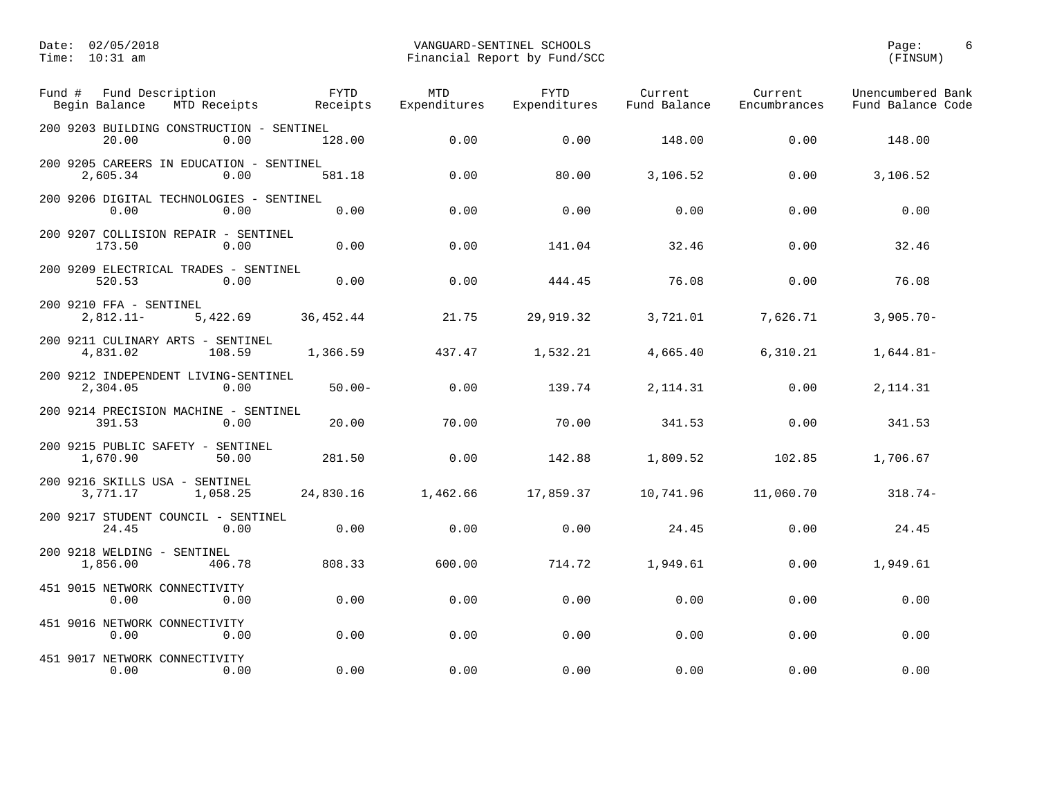VANGUARD-SENTINEL SCHOOLS
Financial Report by Fund/SCC

Date: 02/05/2018
Time: 10:31 am

(FINSUM)

| Fund # Fund Description / Begin Balance | MTD Receipts | FYTD Receipts | MTD Expenditures | FYTD Expenditures | Current Fund Balance | Current Encumbrances | Unencumbered Fund Balance | Bank Code |
|---|---|---|---|---|---|---|---|---|
| 200 9203 BUILDING CONSTRUCTION - SENTINEL | | | | | | | | |
| 20.00 | 0.00 | 128.00 | 0.00 | 0.00 | 148.00 | 0.00 | 148.00 | |
| 200 9205 CAREERS IN EDUCATION - SENTINEL | | | | | | | | |
| 2,605.34 | 0.00 | 581.18 | 0.00 | 80.00 | 3,106.52 | 0.00 | 3,106.52 | |
| 200 9206 DIGITAL TECHNOLOGIES - SENTINEL | | | | | | | | |
| 0.00 | 0.00 | 0.00 | 0.00 | 0.00 | 0.00 | 0.00 | 0.00 | |
| 200 9207 COLLISION REPAIR - SENTINEL | | | | | | | | |
| 173.50 | 0.00 | 0.00 | 0.00 | 141.04 | 32.46 | 0.00 | 32.46 | |
| 200 9209 ELECTRICAL TRADES - SENTINEL | | | | | | | | |
| 520.53 | 0.00 | 0.00 | 0.00 | 444.45 | 76.08 | 0.00 | 76.08 | |
| 200 9210 FFA - SENTINEL | | | | | | | | |
| 2,812.11- | 5,422.69 | 36,452.44 | 21.75 | 29,919.32 | 3,721.01 | 7,626.71 | 3,905.70- | |
| 200 9211 CULINARY ARTS - SENTINEL | | | | | | | | |
| 4,831.02 | 108.59 | 1,366.59 | 437.47 | 1,532.21 | 4,665.40 | 6,310.21 | 1,644.81- | |
| 200 9212 INDEPENDENT LIVING-SENTINEL | | | | | | | | |
| 2,304.05 | 0.00 | 50.00- | 0.00 | 139.74 | 2,114.31 | 0.00 | 2,114.31 | |
| 200 9214 PRECISION MACHINE - SENTINEL | | | | | | | | |
| 391.53 | 0.00 | 20.00 | 70.00 | 70.00 | 341.53 | 0.00 | 341.53 | |
| 200 9215 PUBLIC SAFETY - SENTINEL | | | | | | | | |
| 1,670.90 | 50.00 | 281.50 | 0.00 | 142.88 | 1,809.52 | 102.85 | 1,706.67 | |
| 200 9216 SKILLS USA - SENTINEL | | | | | | | | |
| 3,771.17 | 1,058.25 | 24,830.16 | 1,462.66 | 17,859.37 | 10,741.96 | 11,060.70 | 318.74- | |
| 200 9217 STUDENT COUNCIL - SENTINEL | | | | | | | | |
| 24.45 | 0.00 | 0.00 | 0.00 | 0.00 | 24.45 | 0.00 | 24.45 | |
| 200 9218 WELDING - SENTINEL | | | | | | | | |
| 1,856.00 | 406.78 | 808.33 | 600.00 | 714.72 | 1,949.61 | 0.00 | 1,949.61 | |
| 451 9015 NETWORK CONNECTIVITY | | | | | | | | |
| 0.00 | 0.00 | 0.00 | 0.00 | 0.00 | 0.00 | 0.00 | 0.00 | |
| 451 9016 NETWORK CONNECTIVITY | | | | | | | | |
| 0.00 | 0.00 | 0.00 | 0.00 | 0.00 | 0.00 | 0.00 | 0.00 | |
| 451 9017 NETWORK CONNECTIVITY | | | | | | | | |
| 0.00 | 0.00 | 0.00 | 0.00 | 0.00 | 0.00 | 0.00 | 0.00 | |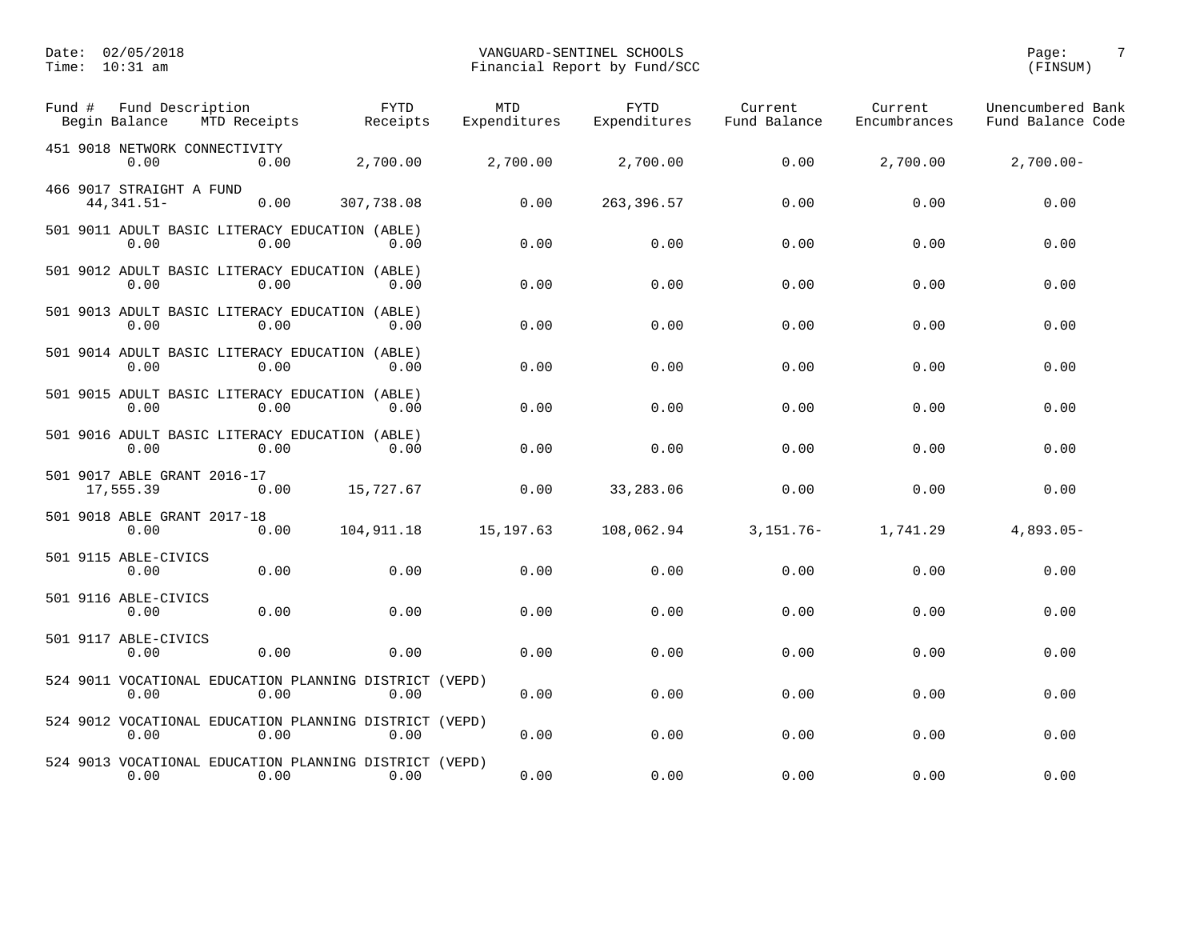Date: 02/05/2018
Time: 10:31 am

VANGUARD-SENTINEL SCHOOLS
Financial Report by Fund/SCC

(FINSUM)

| Fund # Fund Description / Begin Balance | MTD Receipts | FYTD Receipts | MTD Expenditures | FYTD Expenditures | Current Fund Balance | Current Encumbrances | Unencumbered Fund Balance | Bank Code |
|---|---|---|---|---|---|---|---|---|
| 451 9018 NETWORK CONNECTIVITY | | | | | | | | |
| 0.00 | 0.00 | 2,700.00 | 2,700.00 | 2,700.00 | 0.00 | 2,700.00 | 2,700.00- | |
| 466 9017 STRAIGHT A FUND | | | | | | | | |
| 44,341.51- | 0.00 | 307,738.08 | 0.00 | 263,396.57 | 0.00 | 0.00 | 0.00 | |
| 501 9011 ADULT BASIC LITERACY EDUCATION (ABLE) | | | | | | | | |
| 0.00 | 0.00 | 0.00 | 0.00 | 0.00 | 0.00 | 0.00 | 0.00 | |
| 501 9012 ADULT BASIC LITERACY EDUCATION (ABLE) | | | | | | | | |
| 0.00 | 0.00 | 0.00 | 0.00 | 0.00 | 0.00 | 0.00 | 0.00 | |
| 501 9013 ADULT BASIC LITERACY EDUCATION (ABLE) | | | | | | | | |
| 0.00 | 0.00 | 0.00 | 0.00 | 0.00 | 0.00 | 0.00 | 0.00 | |
| 501 9014 ADULT BASIC LITERACY EDUCATION (ABLE) | | | | | | | | |
| 0.00 | 0.00 | 0.00 | 0.00 | 0.00 | 0.00 | 0.00 | 0.00 | |
| 501 9015 ADULT BASIC LITERACY EDUCATION (ABLE) | | | | | | | | |
| 0.00 | 0.00 | 0.00 | 0.00 | 0.00 | 0.00 | 0.00 | 0.00 | |
| 501 9016 ADULT BASIC LITERACY EDUCATION (ABLE) | | | | | | | | |
| 0.00 | 0.00 | 0.00 | 0.00 | 0.00 | 0.00 | 0.00 | 0.00 | |
| 501 9017 ABLE GRANT 2016-17 | | | | | | | | |
| 17,555.39 | 0.00 | 15,727.67 | 0.00 | 33,283.06 | 0.00 | 0.00 | 0.00 | |
| 501 9018 ABLE GRANT 2017-18 | | | | | | | | |
| 0.00 | 0.00 | 104,911.18 | 15,197.63 | 108,062.94 | 3,151.76- | 1,741.29 | 4,893.05- | |
| 501 9115 ABLE-CIVICS | | | | | | | | |
| 0.00 | 0.00 | 0.00 | 0.00 | 0.00 | 0.00 | 0.00 | 0.00 | |
| 501 9116 ABLE-CIVICS | | | | | | | | |
| 0.00 | 0.00 | 0.00 | 0.00 | 0.00 | 0.00 | 0.00 | 0.00 | |
| 501 9117 ABLE-CIVICS | | | | | | | | |
| 0.00 | 0.00 | 0.00 | 0.00 | 0.00 | 0.00 | 0.00 | 0.00 | |
| 524 9011 VOCATIONAL EDUCATION PLANNING DISTRICT (VEPD) | | | | | | | | |
| 0.00 | 0.00 | 0.00 | 0.00 | 0.00 | 0.00 | 0.00 | 0.00 | |
| 524 9012 VOCATIONAL EDUCATION PLANNING DISTRICT (VEPD) | | | | | | | | |
| 0.00 | 0.00 | 0.00 | 0.00 | 0.00 | 0.00 | 0.00 | 0.00 | |
| 524 9013 VOCATIONAL EDUCATION PLANNING DISTRICT (VEPD) | | | | | | | | |
| 0.00 | 0.00 | 0.00 | 0.00 | 0.00 | 0.00 | 0.00 | 0.00 | |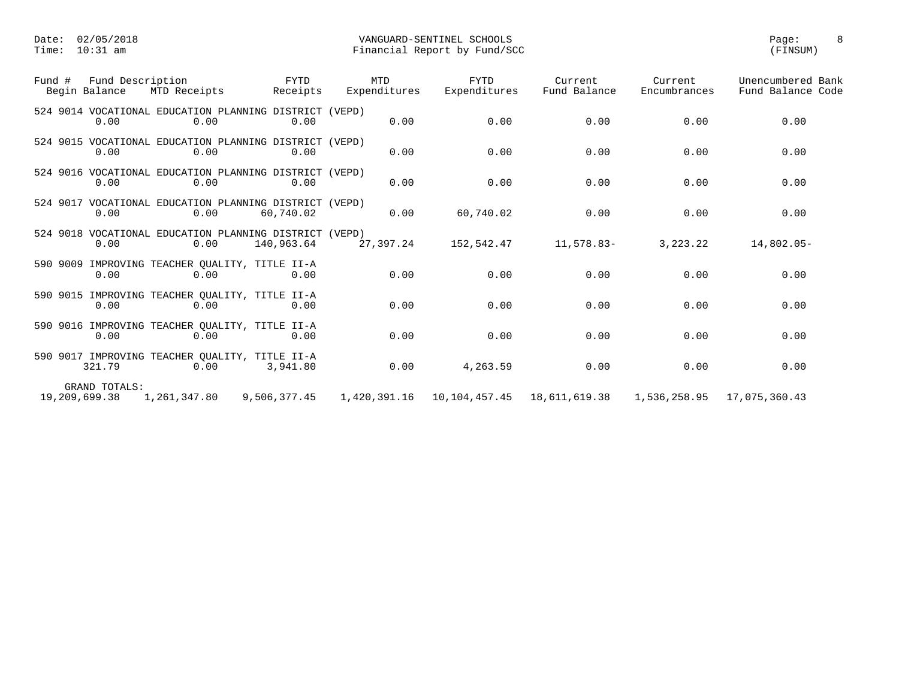Date: 02/05/2018 VANGUARD-SENTINEL SCHOOLS
Time: 10:31 am Financial Report by Fund/SCC (FINSUM)

| Fund # Fund Description / Begin Balance | MTD Receipts | FYTD Receipts | MTD Expenditures | FYTD Expenditures | Current Fund Balance | Current Encumbrances | Unencumbered Fund Balance | Bank Code |
|---|---|---|---|---|---|---|---|---|
| 524 9014 VOCATIONAL EDUCATION PLANNING DISTRICT (VEPD) | | | | | | | | |
| 0.00 | 0.00 | 0.00 | 0.00 | 0.00 | 0.00 | 0.00 | 0.00 | |
| 524 9015 VOCATIONAL EDUCATION PLANNING DISTRICT (VEPD) | | | | | | | | |
| 0.00 | 0.00 | 0.00 | 0.00 | 0.00 | 0.00 | 0.00 | 0.00 | |
| 524 9016 VOCATIONAL EDUCATION PLANNING DISTRICT (VEPD) | | | | | | | | |
| 0.00 | 0.00 | 0.00 | 0.00 | 0.00 | 0.00 | 0.00 | 0.00 | |
| 524 9017 VOCATIONAL EDUCATION PLANNING DISTRICT (VEPD) | | | | | | | | |
| 0.00 | 0.00 | 60,740.02 | 0.00 | 60,740.02 | 0.00 | 0.00 | 0.00 | |
| 524 9018 VOCATIONAL EDUCATION PLANNING DISTRICT (VEPD) | | | | | | | | |
| 0.00 | 0.00 | 140,963.64 | 27,397.24 | 152,542.47 | 11,578.83- | 3,223.22 | 14,802.05- | |
| 590 9009 IMPROVING TEACHER QUALITY, TITLE II-A | | | | | | | | |
| 0.00 | 0.00 | 0.00 | 0.00 | 0.00 | 0.00 | 0.00 | 0.00 | |
| 590 9015 IMPROVING TEACHER QUALITY, TITLE II-A | | | | | | | | |
| 0.00 | 0.00 | 0.00 | 0.00 | 0.00 | 0.00 | 0.00 | 0.00 | |
| 590 9016 IMPROVING TEACHER QUALITY, TITLE II-A | | | | | | | | |
| 0.00 | 0.00 | 0.00 | 0.00 | 0.00 | 0.00 | 0.00 | 0.00 | |
| 590 9017 IMPROVING TEACHER QUALITY, TITLE II-A | | | | | | | | |
| 321.79 | 0.00 | 3,941.80 | 0.00 | 4,263.59 | 0.00 | 0.00 | 0.00 | |
| GRAND TOTALS: | | | | | | | | |
| 19,209,699.38 | 1,261,347.80 | 9,506,377.45 | 1,420,391.16 | 10,104,457.45 | 18,611,619.38 | 1,536,258.95 | 17,075,360.43 | |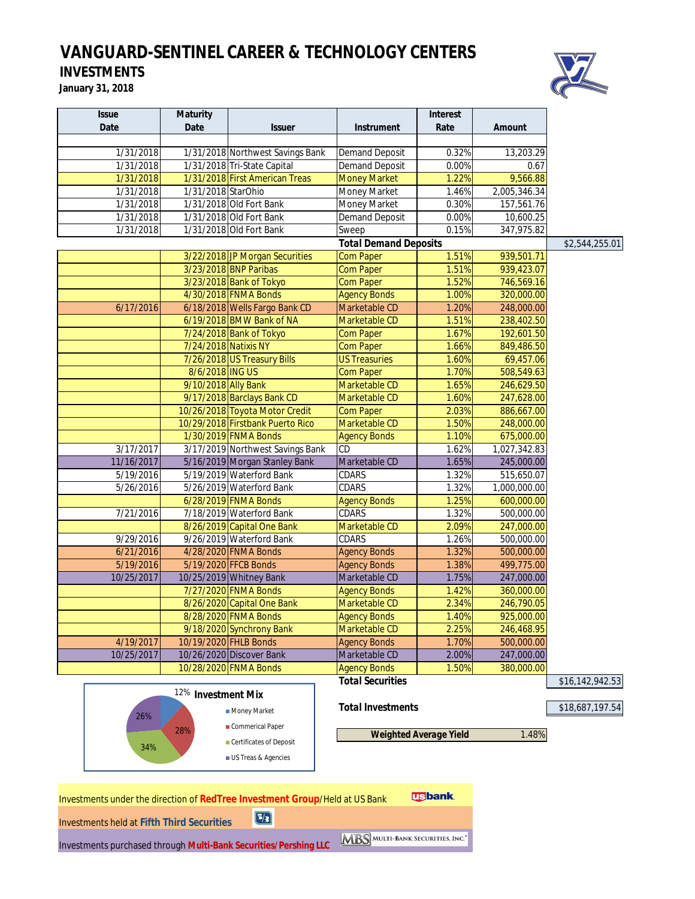# VANGUARD-SENTINEL CAREER & TECHNOLOGY CENTERS

## INVESTMENTS

**January 31, 2018**

| Issue Date | Maturity Date | Issuer | Instrument | Interest Rate | Amount | |
|---|---|---|---|---|---|---|
| 1/31/2018 | 1/31/2018 | Northwest Savings Bank | Demand Deposit | 0.32% | 13,203.29 | |
| 1/31/2018 | 1/31/2018 | Tri-State Capital | Demand Deposit | 0.00% | 0.67 | |
| 1/31/2018 | 1/31/2018 | First American Treas | Money Market | 1.22% | 9,566.88 | |
| 1/31/2018 | 1/31/2018 | StarOhio | Money Market | 1.46% | 2,005,346.34 | |
| 1/31/2018 | 1/31/2018 | Old Fort Bank | Money Market | 0.30% | 157,561.76 | |
| 1/31/2018 | 1/31/2018 | Old Fort Bank | Demand Deposit | 0.00% | 10,600.25 | |
| 1/31/2018 | 1/31/2018 | Old Fort Bank | Sweep | 0.15% | 347,975.82 | |
| | | | **Total Demand Deposits** | | | $2,544,255.01 |
| | 3/22/2018 | JP Morgan Securities | Com Paper | 1.51% | 939,501.71 | |
| | 3/23/2018 | BNP Paribas | Com Paper | 1.51% | 939,423.07 | |
| | 3/23/2018 | Bank of Tokyo | Com Paper | 1.52% | 746,569.16 | |
| | 4/30/2018 | FNMA Bonds | Agency Bonds | 1.00% | 320,000.00 | |
| 6/17/2016 | 6/18/2018 | Wells Fargo Bank CD | Marketable CD | 1.20% | 248,000.00 | |
| | 6/19/2018 | BMW Bank of NA | Marketable CD | 1.51% | 238,402.50 | |
| | 7/24/2018 | Bank of Tokyo | Com Paper | 1.67% | 192,601.50 | |
| | 7/24/2018 | Natixis NY | Com Paper | 1.66% | 849,486.50 | |
| | 7/26/2018 | US Treasury Bills | US Treasuries | 1.60% | 69,457.06 | |
| | 8/6/2018 | ING US | Com Paper | 1.70% | 508,549.63 | |
| | 9/10/2018 | Ally Bank | Marketable CD | 1.65% | 246,629.50 | |
| | 9/17/2018 | Barclays Bank CD | Marketable CD | 1.60% | 247,628.00 | |
| | 10/26/2018 | Toyota Motor Credit | Com Paper | 2.03% | 886,667.00 | |
| | 10/29/2018 | Firstbank Puerto Rico | Marketable CD | 1.50% | 248,000.00 | |
| | 1/30/2019 | FNMA Bonds | Agency Bonds | 1.10% | 675,000.00 | |
| 3/17/2017 | 3/17/2019 | Northwest Savings Bank | CD | 1.62% | 1,027,342.83 | |
| 11/16/2017 | 5/16/2019 | Morgan Stanley Bank | Marketable CD | 1.65% | 245,000.00 | |
| 5/19/2016 | 5/19/2019 | Waterford Bank | CDARS | 1.32% | 515,650.07 | |
| 5/26/2016 | 5/26/2019 | Waterford Bank | CDARS | 1.32% | 1,000,000.00 | |
| | 6/28/2019 | FNMA Bonds | Agency Bonds | 1.25% | 600,000.00 | |
| 7/21/2016 | 7/18/2019 | Waterford Bank | CDARS | 1.32% | 500,000.00 | |
| | 8/26/2019 | Capital One Bank | Marketable CD | 2.09% | 247,000.00 | |
| 9/29/2016 | 9/26/2019 | Waterford Bank | CDARS | 1.26% | 500,000.00 | |
| 6/21/2016 | 4/28/2020 | FNMA Bonds | Agency Bonds | 1.32% | 500,000.00 | |
| 5/19/2016 | 5/19/2020 | FFCB Bonds | Agency Bonds | 1.38% | 499,775.00 | |
| 10/25/2017 | 10/25/2019 | Whitney Bank | Marketable CD | 1.75% | 247,000.00 | |
| | 7/27/2020 | FNMA Bonds | Agency Bonds | 1.42% | 360,000.00 | |
| | 8/26/2020 | Capital One Bank | Marketable CD | 2.34% | 246,790.05 | |
| | 8/28/2020 | FNMA Bonds | Agency Bonds | 1.40% | 925,000.00 | |
| | 9/18/2020 | Synchrony Bank | Marketable CD | 2.25% | 246,468.95 | |
| 4/19/2017 | 10/19/2020 | FHLB Bonds | Agency Bonds | 1.70% | 500,000.00 | |
| 10/25/2017 | 10/26/2020 | Discover Bank | Marketable CD | 2.00% | 247,000.00 | |
| | 10/28/2020 | FNMA Bonds | Agency Bonds | 1.50% | 380,000.00 | |
| | | | **Total Securities** | | | $16,142,942.53 |
| | | | **Total Investments** | | | $18,687,197.54 |
| | | | **Weighted Average Yield** | | 1.48% | |

**Investment Mix**

- Money Market: 12%
- Commerical Paper: 28%
- Certificates of Deposit: 34%
- US Treas & Agencies: 26%

Investments under the direction of **RedTree Investment Group**/Held at US Bank — usbank

Investments held at **Fifth Third Securities**

Investments purchased through **Multi-Bank Securities/Pershing LLC** — MBS Multi-Bank Securities, Inc.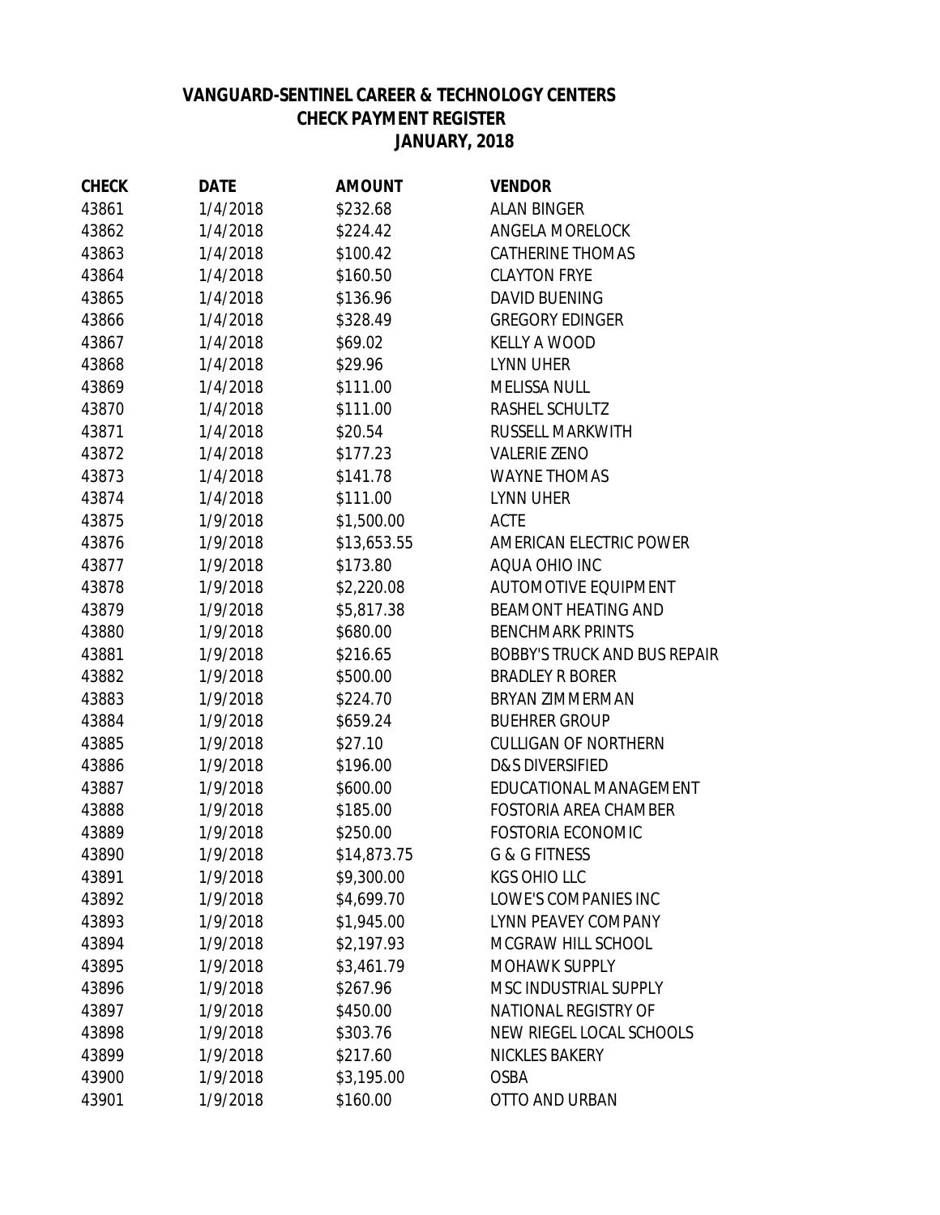**VANGUARD-SENTINEL CAREER & TECHNOLOGY CENTERS**
**CHECK PAYMENT REGISTER**
**JANUARY, 2018**

| CHECK | DATE | AMOUNT | VENDOR |
|---|---|---|---|
| 43861 | 1/4/2018 | $232.68 | ALAN BINGER |
| 43862 | 1/4/2018 | $224.42 | ANGELA MORELOCK |
| 43863 | 1/4/2018 | $100.42 | CATHERINE THOMAS |
| 43864 | 1/4/2018 | $160.50 | CLAYTON FRYE |
| 43865 | 1/4/2018 | $136.96 | DAVID BUENING |
| 43866 | 1/4/2018 | $328.49 | GREGORY EDINGER |
| 43867 | 1/4/2018 | $69.02 | KELLY A WOOD |
| 43868 | 1/4/2018 | $29.96 | LYNN UHER |
| 43869 | 1/4/2018 | $111.00 | MELISSA NULL |
| 43870 | 1/4/2018 | $111.00 | RASHEL SCHULTZ |
| 43871 | 1/4/2018 | $20.54 | RUSSELL MARKWITH |
| 43872 | 1/4/2018 | $177.23 | VALERIE ZENO |
| 43873 | 1/4/2018 | $141.78 | WAYNE THOMAS |
| 43874 | 1/4/2018 | $111.00 | LYNN UHER |
| 43875 | 1/9/2018 | $1,500.00 | ACTE |
| 43876 | 1/9/2018 | $13,653.55 | AMERICAN ELECTRIC POWER |
| 43877 | 1/9/2018 | $173.80 | AQUA OHIO INC |
| 43878 | 1/9/2018 | $2,220.08 | AUTOMOTIVE EQUIPMENT |
| 43879 | 1/9/2018 | $5,817.38 | BEAMONT HEATING AND |
| 43880 | 1/9/2018 | $680.00 | BENCHMARK PRINTS |
| 43881 | 1/9/2018 | $216.65 | BOBBY'S TRUCK AND BUS REPAIR |
| 43882 | 1/9/2018 | $500.00 | BRADLEY R BORER |
| 43883 | 1/9/2018 | $224.70 | BRYAN ZIMMERMAN |
| 43884 | 1/9/2018 | $659.24 | BUEHRER GROUP |
| 43885 | 1/9/2018 | $27.10 | CULLIGAN OF NORTHERN |
| 43886 | 1/9/2018 | $196.00 | D&S DIVERSIFIED |
| 43887 | 1/9/2018 | $600.00 | EDUCATIONAL MANAGEMENT |
| 43888 | 1/9/2018 | $185.00 | FOSTORIA AREA CHAMBER |
| 43889 | 1/9/2018 | $250.00 | FOSTORIA ECONOMIC |
| 43890 | 1/9/2018 | $14,873.75 | G & G FITNESS |
| 43891 | 1/9/2018 | $9,300.00 | KGS OHIO LLC |
| 43892 | 1/9/2018 | $4,699.70 | LOWE'S COMPANIES INC |
| 43893 | 1/9/2018 | $1,945.00 | LYNN PEAVEY COMPANY |
| 43894 | 1/9/2018 | $2,197.93 | MCGRAW HILL SCHOOL |
| 43895 | 1/9/2018 | $3,461.79 | MOHAWK SUPPLY |
| 43896 | 1/9/2018 | $267.96 | MSC INDUSTRIAL SUPPLY |
| 43897 | 1/9/2018 | $450.00 | NATIONAL REGISTRY OF |
| 43898 | 1/9/2018 | $303.76 | NEW RIEGEL LOCAL SCHOOLS |
| 43899 | 1/9/2018 | $217.60 | NICKLES BAKERY |
| 43900 | 1/9/2018 | $3,195.00 | OSBA |
| 43901 | 1/9/2018 | $160.00 | OTTO AND URBAN |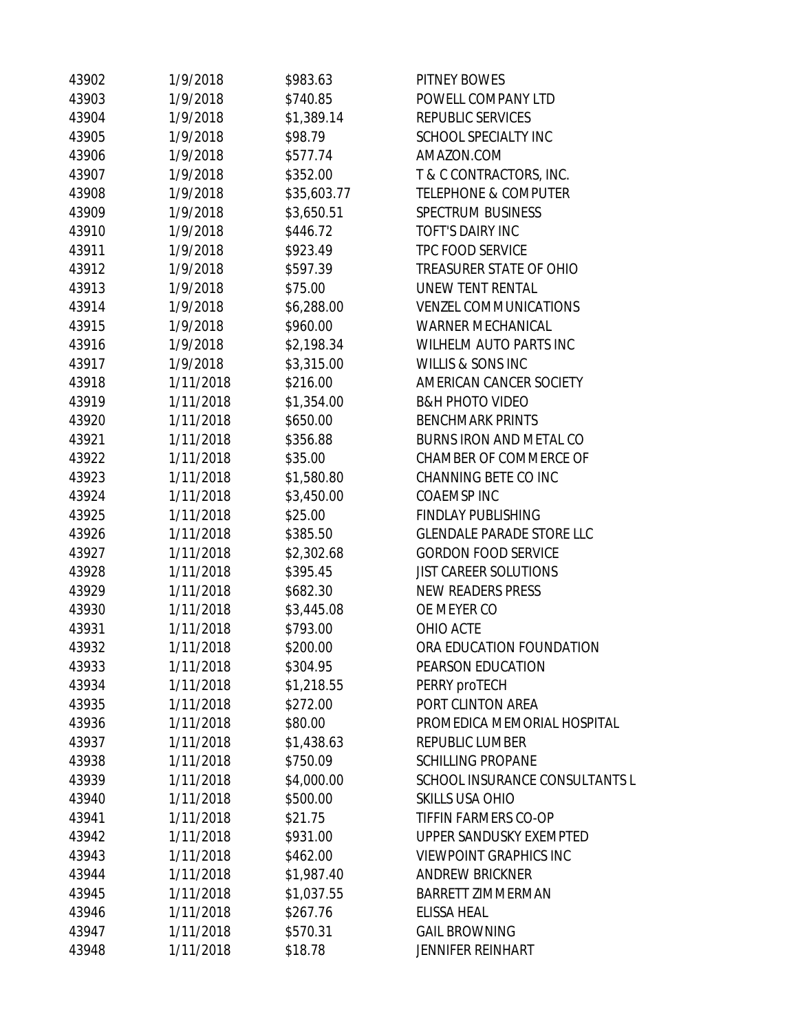| | | | |
|---|---|---|---|
| 43902 | 1/9/2018 | $983.63 | PITNEY BOWES |
| 43903 | 1/9/2018 | $740.85 | POWELL COMPANY LTD |
| 43904 | 1/9/2018 | $1,389.14 | REPUBLIC SERVICES |
| 43905 | 1/9/2018 | $98.79 | SCHOOL SPECIALTY INC |
| 43906 | 1/9/2018 | $577.74 | AMAZON.COM |
| 43907 | 1/9/2018 | $352.00 | T & C CONTRACTORS, INC. |
| 43908 | 1/9/2018 | $35,603.77 | TELEPHONE & COMPUTER |
| 43909 | 1/9/2018 | $3,650.51 | SPECTRUM BUSINESS |
| 43910 | 1/9/2018 | $446.72 | TOFT'S DAIRY INC |
| 43911 | 1/9/2018 | $923.49 | TPC FOOD SERVICE |
| 43912 | 1/9/2018 | $597.39 | TREASURER STATE OF OHIO |
| 43913 | 1/9/2018 | $75.00 | UNEW TENT RENTAL |
| 43914 | 1/9/2018 | $6,288.00 | VENZEL COMMUNICATIONS |
| 43915 | 1/9/2018 | $960.00 | WARNER MECHANICAL |
| 43916 | 1/9/2018 | $2,198.34 | WILHELM AUTO PARTS INC |
| 43917 | 1/9/2018 | $3,315.00 | WILLIS & SONS INC |
| 43918 | 1/11/2018 | $216.00 | AMERICAN CANCER SOCIETY |
| 43919 | 1/11/2018 | $1,354.00 | B&H PHOTO VIDEO |
| 43920 | 1/11/2018 | $650.00 | BENCHMARK PRINTS |
| 43921 | 1/11/2018 | $356.88 | BURNS IRON AND METAL CO |
| 43922 | 1/11/2018 | $35.00 | CHAMBER OF COMMERCE OF |
| 43923 | 1/11/2018 | $1,580.80 | CHANNING BETE CO INC |
| 43924 | 1/11/2018 | $3,450.00 | COAEMSP INC |
| 43925 | 1/11/2018 | $25.00 | FINDLAY PUBLISHING |
| 43926 | 1/11/2018 | $385.50 | GLENDALE PARADE STORE LLC |
| 43927 | 1/11/2018 | $2,302.68 | GORDON FOOD SERVICE |
| 43928 | 1/11/2018 | $395.45 | JIST CAREER SOLUTIONS |
| 43929 | 1/11/2018 | $682.30 | NEW READERS PRESS |
| 43930 | 1/11/2018 | $3,445.08 | OE MEYER CO |
| 43931 | 1/11/2018 | $793.00 | OHIO ACTE |
| 43932 | 1/11/2018 | $200.00 | ORA EDUCATION FOUNDATION |
| 43933 | 1/11/2018 | $304.95 | PEARSON EDUCATION |
| 43934 | 1/11/2018 | $1,218.55 | PERRY proTECH |
| 43935 | 1/11/2018 | $272.00 | PORT CLINTON AREA |
| 43936 | 1/11/2018 | $80.00 | PROMEDICA MEMORIAL HOSPITAL |
| 43937 | 1/11/2018 | $1,438.63 | REPUBLIC LUMBER |
| 43938 | 1/11/2018 | $750.09 | SCHILLING PROPANE |
| 43939 | 1/11/2018 | $4,000.00 | SCHOOL INSURANCE CONSULTANTS L |
| 43940 | 1/11/2018 | $500.00 | SKILLS USA OHIO |
| 43941 | 1/11/2018 | $21.75 | TIFFIN FARMERS CO-OP |
| 43942 | 1/11/2018 | $931.00 | UPPER SANDUSKY EXEMPTED |
| 43943 | 1/11/2018 | $462.00 | VIEWPOINT GRAPHICS INC |
| 43944 | 1/11/2018 | $1,987.40 | ANDREW BRICKNER |
| 43945 | 1/11/2018 | $1,037.55 | BARRETT ZIMMERMAN |
| 43946 | 1/11/2018 | $267.76 | ELISSA HEAL |
| 43947 | 1/11/2018 | $570.31 | GAIL BROWNING |
| 43948 | 1/11/2018 | $18.78 | JENNIFER REINHART |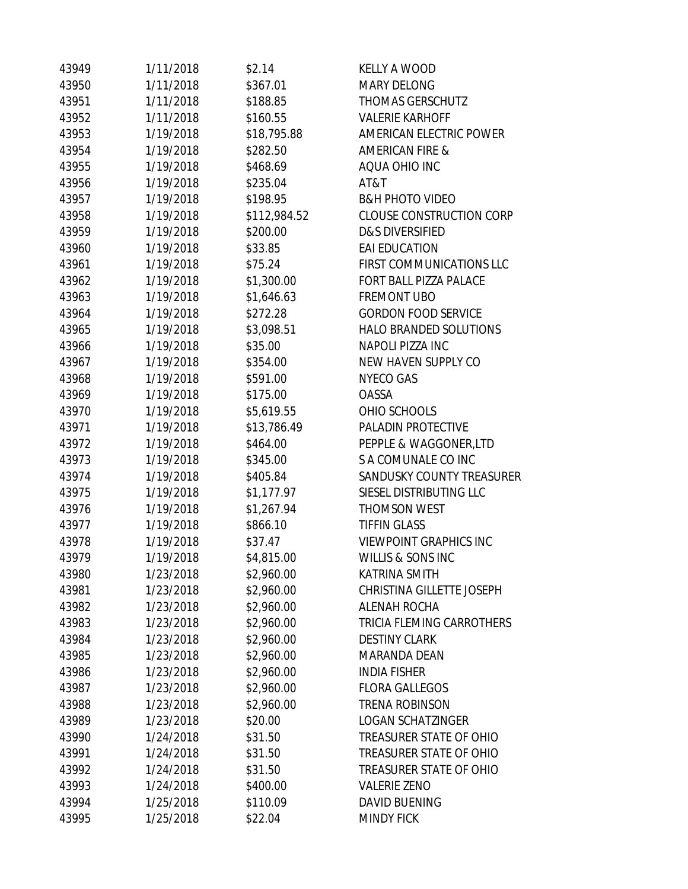| | | | |
|---|---|---|---|
| 43949 | 1/11/2018 | $2.14 | KELLY A WOOD |
| 43950 | 1/11/2018 | $367.01 | MARY DELONG |
| 43951 | 1/11/2018 | $188.85 | THOMAS GERSCHUTZ |
| 43952 | 1/11/2018 | $160.55 | VALERIE KARHOFF |
| 43953 | 1/19/2018 | $18,795.88 | AMERICAN ELECTRIC POWER |
| 43954 | 1/19/2018 | $282.50 | AMERICAN FIRE & |
| 43955 | 1/19/2018 | $468.69 | AQUA OHIO INC |
| 43956 | 1/19/2018 | $235.04 | AT&T |
| 43957 | 1/19/2018 | $198.95 | B&H PHOTO VIDEO |
| 43958 | 1/19/2018 | $112,984.52 | CLOUSE CONSTRUCTION CORP |
| 43959 | 1/19/2018 | $200.00 | D&S DIVERSIFIED |
| 43960 | 1/19/2018 | $33.85 | EAI EDUCATION |
| 43961 | 1/19/2018 | $75.24 | FIRST COMMUNICATIONS LLC |
| 43962 | 1/19/2018 | $1,300.00 | FORT BALL PIZZA PALACE |
| 43963 | 1/19/2018 | $1,646.63 | FREMONT UBO |
| 43964 | 1/19/2018 | $272.28 | GORDON FOOD SERVICE |
| 43965 | 1/19/2018 | $3,098.51 | HALO BRANDED SOLUTIONS |
| 43966 | 1/19/2018 | $35.00 | NAPOLI PIZZA INC |
| 43967 | 1/19/2018 | $354.00 | NEW HAVEN SUPPLY CO |
| 43968 | 1/19/2018 | $591.00 | NYECO GAS |
| 43969 | 1/19/2018 | $175.00 | OASSA |
| 43970 | 1/19/2018 | $5,619.55 | OHIO SCHOOLS |
| 43971 | 1/19/2018 | $13,786.49 | PALADIN PROTECTIVE |
| 43972 | 1/19/2018 | $464.00 | PEPPLE & WAGGONER,LTD |
| 43973 | 1/19/2018 | $345.00 | S A COMUNALE CO INC |
| 43974 | 1/19/2018 | $405.84 | SANDUSKY COUNTY TREASURER |
| 43975 | 1/19/2018 | $1,177.97 | SIESEL DISTRIBUTING LLC |
| 43976 | 1/19/2018 | $1,267.94 | THOMSON WEST |
| 43977 | 1/19/2018 | $866.10 | TIFFIN GLASS |
| 43978 | 1/19/2018 | $37.47 | VIEWPOINT GRAPHICS INC |
| 43979 | 1/19/2018 | $4,815.00 | WILLIS & SONS INC |
| 43980 | 1/23/2018 | $2,960.00 | KATRINA SMITH |
| 43981 | 1/23/2018 | $2,960.00 | CHRISTINA GILLETTE JOSEPH |
| 43982 | 1/23/2018 | $2,960.00 | ALENAH ROCHA |
| 43983 | 1/23/2018 | $2,960.00 | TRICIA FLEMING CARROTHERS |
| 43984 | 1/23/2018 | $2,960.00 | DESTINY CLARK |
| 43985 | 1/23/2018 | $2,960.00 | MARANDA DEAN |
| 43986 | 1/23/2018 | $2,960.00 | INDIA FISHER |
| 43987 | 1/23/2018 | $2,960.00 | FLORA GALLEGOS |
| 43988 | 1/23/2018 | $2,960.00 | TRENA ROBINSON |
| 43989 | 1/23/2018 | $20.00 | LOGAN SCHATZINGER |
| 43990 | 1/24/2018 | $31.50 | TREASURER STATE OF OHIO |
| 43991 | 1/24/2018 | $31.50 | TREASURER STATE OF OHIO |
| 43992 | 1/24/2018 | $31.50 | TREASURER STATE OF OHIO |
| 43993 | 1/24/2018 | $400.00 | VALERIE ZENO |
| 43994 | 1/25/2018 | $110.09 | DAVID BUENING |
| 43995 | 1/25/2018 | $22.04 | MINDY FICK |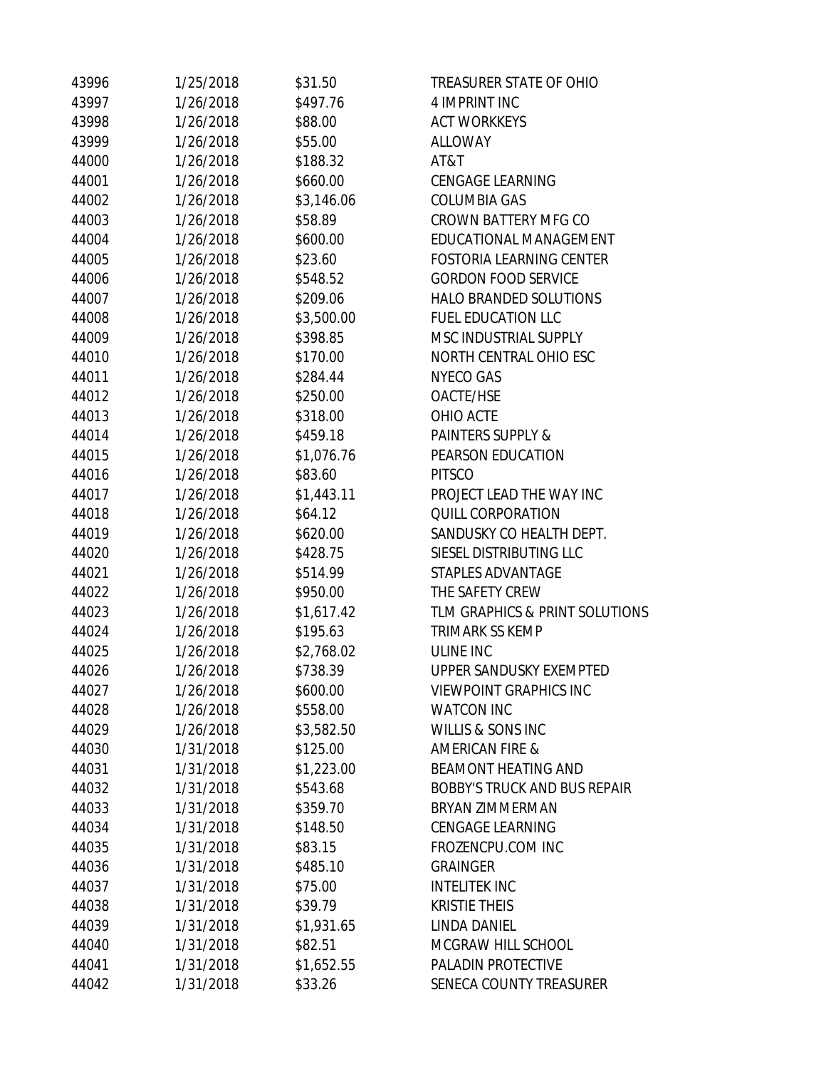| | | | |
|---|---|---|---|
| 43996 | 1/25/2018 | $31.50 | TREASURER STATE OF OHIO |
| 43997 | 1/26/2018 | $497.76 | 4 IMPRINT INC |
| 43998 | 1/26/2018 | $88.00 | ACT WORKKEYS |
| 43999 | 1/26/2018 | $55.00 | ALLOWAY |
| 44000 | 1/26/2018 | $188.32 | AT&T |
| 44001 | 1/26/2018 | $660.00 | CENGAGE LEARNING |
| 44002 | 1/26/2018 | $3,146.06 | COLUMBIA GAS |
| 44003 | 1/26/2018 | $58.89 | CROWN BATTERY MFG CO |
| 44004 | 1/26/2018 | $600.00 | EDUCATIONAL MANAGEMENT |
| 44005 | 1/26/2018 | $23.60 | FOSTORIA LEARNING CENTER |
| 44006 | 1/26/2018 | $548.52 | GORDON FOOD SERVICE |
| 44007 | 1/26/2018 | $209.06 | HALO BRANDED SOLUTIONS |
| 44008 | 1/26/2018 | $3,500.00 | FUEL EDUCATION LLC |
| 44009 | 1/26/2018 | $398.85 | MSC INDUSTRIAL SUPPLY |
| 44010 | 1/26/2018 | $170.00 | NORTH CENTRAL OHIO ESC |
| 44011 | 1/26/2018 | $284.44 | NYECO GAS |
| 44012 | 1/26/2018 | $250.00 | OACTE/HSE |
| 44013 | 1/26/2018 | $318.00 | OHIO ACTE |
| 44014 | 1/26/2018 | $459.18 | PAINTERS SUPPLY & |
| 44015 | 1/26/2018 | $1,076.76 | PEARSON EDUCATION |
| 44016 | 1/26/2018 | $83.60 | PITSCO |
| 44017 | 1/26/2018 | $1,443.11 | PROJECT LEAD THE WAY INC |
| 44018 | 1/26/2018 | $64.12 | QUILL CORPORATION |
| 44019 | 1/26/2018 | $620.00 | SANDUSKY CO HEALTH DEPT. |
| 44020 | 1/26/2018 | $428.75 | SIESEL DISTRIBUTING LLC |
| 44021 | 1/26/2018 | $514.99 | STAPLES ADVANTAGE |
| 44022 | 1/26/2018 | $950.00 | THE SAFETY CREW |
| 44023 | 1/26/2018 | $1,617.42 | TLM GRAPHICS & PRINT SOLUTIONS |
| 44024 | 1/26/2018 | $195.63 | TRIMARK SS KEMP |
| 44025 | 1/26/2018 | $2,768.02 | ULINE INC |
| 44026 | 1/26/2018 | $738.39 | UPPER SANDUSKY EXEMPTED |
| 44027 | 1/26/2018 | $600.00 | VIEWPOINT GRAPHICS INC |
| 44028 | 1/26/2018 | $558.00 | WATCON INC |
| 44029 | 1/26/2018 | $3,582.50 | WILLIS & SONS INC |
| 44030 | 1/31/2018 | $125.00 | AMERICAN FIRE & |
| 44031 | 1/31/2018 | $1,223.00 | BEAMONT HEATING AND |
| 44032 | 1/31/2018 | $543.68 | BOBBY'S TRUCK AND BUS REPAIR |
| 44033 | 1/31/2018 | $359.70 | BRYAN ZIMMERMAN |
| 44034 | 1/31/2018 | $148.50 | CENGAGE LEARNING |
| 44035 | 1/31/2018 | $83.15 | FROZENCPU.COM INC |
| 44036 | 1/31/2018 | $485.10 | GRAINGER |
| 44037 | 1/31/2018 | $75.00 | INTELITEK INC |
| 44038 | 1/31/2018 | $39.79 | KRISTIE THEIS |
| 44039 | 1/31/2018 | $1,931.65 | LINDA DANIEL |
| 44040 | 1/31/2018 | $82.51 | MCGRAW HILL SCHOOL |
| 44041 | 1/31/2018 | $1,652.55 | PALADIN PROTECTIVE |
| 44042 | 1/31/2018 | $33.26 | SENECA COUNTY TREASURER |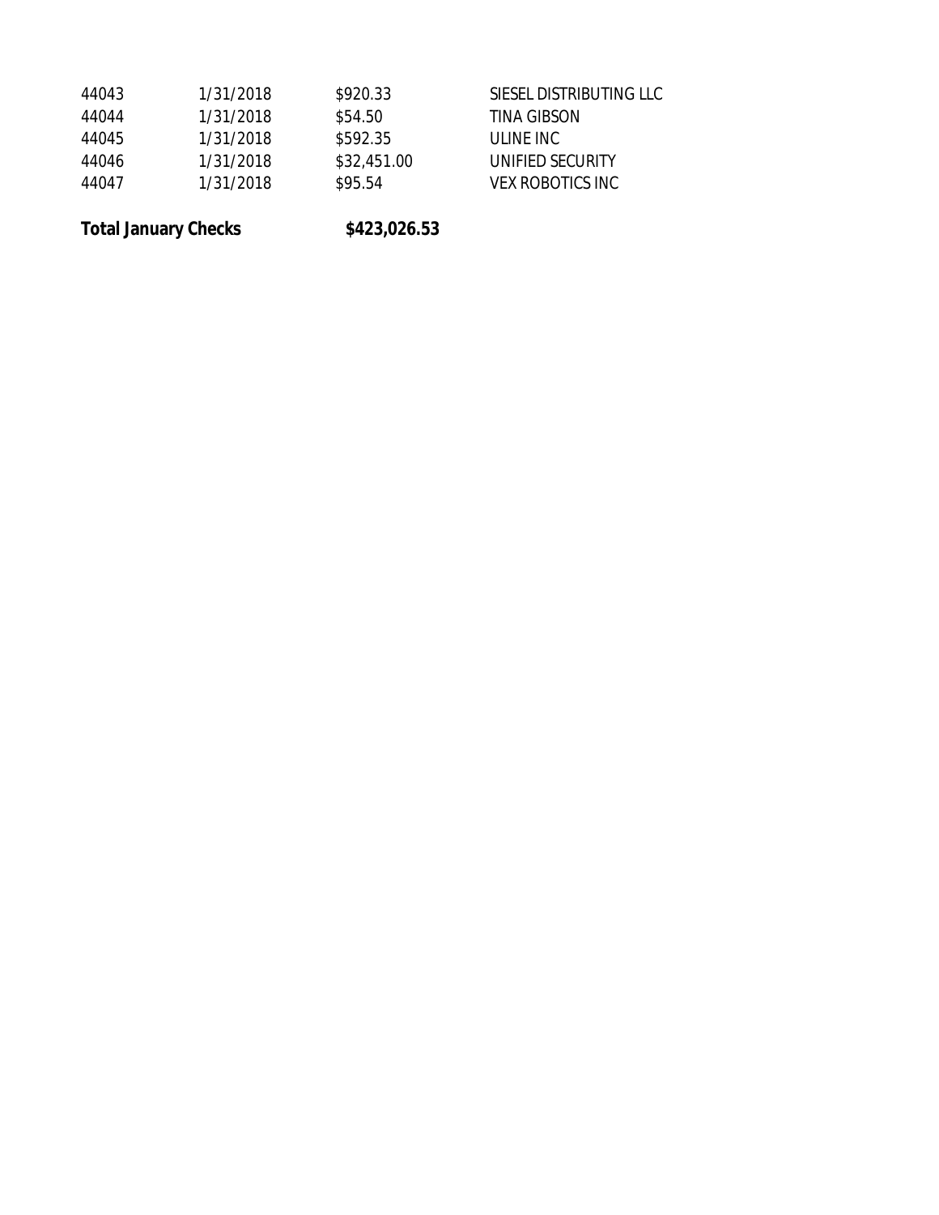| | | | |
|---|---|---|---|
| 44043 | 1/31/2018 | $920.33 | SIESEL DISTRIBUTING LLC |
| 44044 | 1/31/2018 | $54.50 | TINA GIBSON |
| 44045 | 1/31/2018 | $592.35 | ULINE INC |
| 44046 | 1/31/2018 | $32,451.00 | UNIFIED SECURITY |
| 44047 | 1/31/2018 | $95.54 | VEX ROBOTICS INC |

**Total January Checks** **$423,026.53**